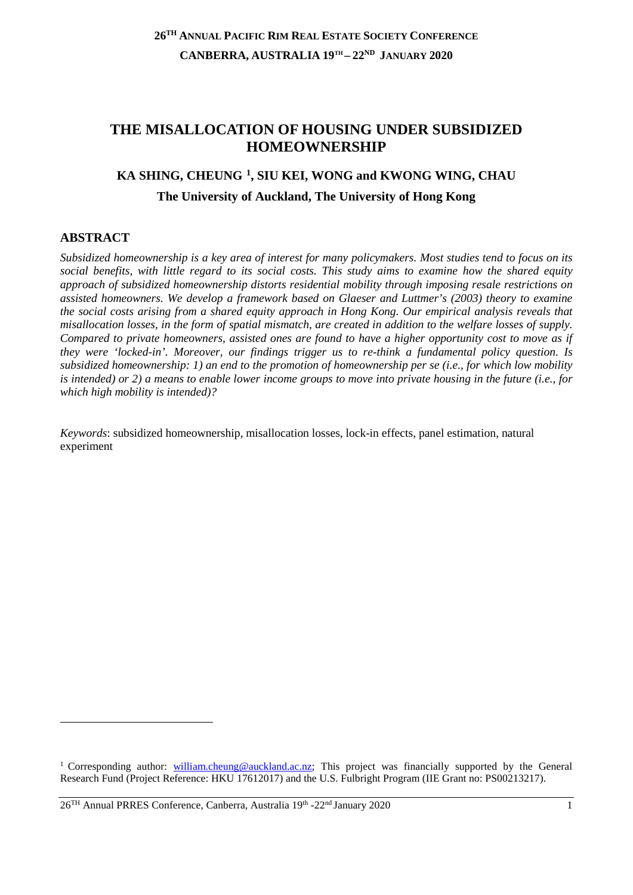# THE MISALLOCATION OF HOUSING UNDER SUBSIDIZED HOMEOWNERSHIP

## KA SHING, CHEUNG [1], SIU KEI, WONG and KWONG WING, CHAU

**The University of Auckland, The University of Hong Kong**

## ABSTRACT

*Subsidized homeownership is a key area of interest for many policymakers. Most studies tend to focus on its social benefits, with little regard to its social costs. This study aims to examine how the shared equity approach of subsidized homeownership distorts residential mobility through imposing resale restrictions on assisted homeowners. We develop a framework based on Glaeser and Luttmer's (2003) theory to examine the social costs arising from a shared equity approach in Hong Kong. Our empirical analysis reveals that misallocation losses, in the form of spatial mismatch, are created in addition to the welfare losses of supply. Compared to private homeowners, assisted ones are found to have a higher opportunity cost to move as if they were 'locked-in'. Moreover, our findings trigger us to re-think a fundamental policy question. Is subsidized homeownership: 1) an end to the promotion of homeownership per se (i.e., for which low mobility is intended) or 2) a means to enable lower income groups to move into private housing in the future (i.e., for which high mobility is intended)?*

*Keywords*: subsidized homeownership, misallocation losses, lock-in effects, panel estimation, natural experiment

---

[1] Corresponding author: william.cheung@auckland.ac.nz; This project was financially supported by the General Research Fund (Project Reference: HKU 17612017) and the U.S. Fulbright Program (IIE Grant no: PS00213217).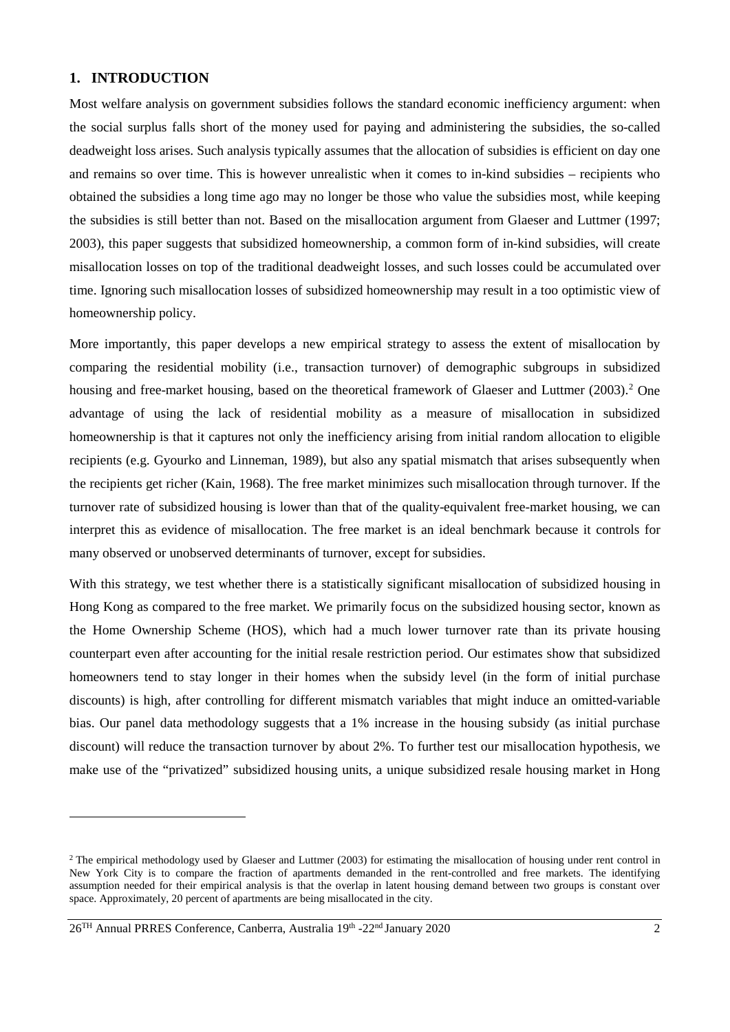## 1. INTRODUCTION

Most welfare analysis on government subsidies follows the standard economic inefficiency argument: when the social surplus falls short of the money used for paying and administering the subsidies, the so-called deadweight loss arises. Such analysis typically assumes that the allocation of subsidies is efficient on day one and remains so over time. This is however unrealistic when it comes to in-kind subsidies – recipients who obtained the subsidies a long time ago may no longer be those who value the subsidies most, while keeping the subsidies is still better than not. Based on the misallocation argument from Glaeser and Luttmer (1997; 2003), this paper suggests that subsidized homeownership, a common form of in-kind subsidies, will create misallocation losses on top of the traditional deadweight losses, and such losses could be accumulated over time. Ignoring such misallocation losses of subsidized homeownership may result in a too optimistic view of homeownership policy.

More importantly, this paper develops a new empirical strategy to assess the extent of misallocation by comparing the residential mobility (i.e., transaction turnover) of demographic subgroups in subsidized housing and free-market housing, based on the theoretical framework of Glaeser and Luttmer (2003).[2] One advantage of using the lack of residential mobility as a measure of misallocation in subsidized homeownership is that it captures not only the inefficiency arising from initial random allocation to eligible recipients (e.g. Gyourko and Linneman, 1989), but also any spatial mismatch that arises subsequently when the recipients get richer (Kain, 1968). The free market minimizes such misallocation through turnover. If the turnover rate of subsidized housing is lower than that of the quality-equivalent free-market housing, we can interpret this as evidence of misallocation. The free market is an ideal benchmark because it controls for many observed or unobserved determinants of turnover, except for subsidies.

With this strategy, we test whether there is a statistically significant misallocation of subsidized housing in Hong Kong as compared to the free market. We primarily focus on the subsidized housing sector, known as the Home Ownership Scheme (HOS), which had a much lower turnover rate than its private housing counterpart even after accounting for the initial resale restriction period. Our estimates show that subsidized homeowners tend to stay longer in their homes when the subsidy level (in the form of initial purchase discounts) is high, after controlling for different mismatch variables that might induce an omitted-variable bias. Our panel data methodology suggests that a 1% increase in the housing subsidy (as initial purchase discount) will reduce the transaction turnover by about 2%. To further test our misallocation hypothesis, we make use of the "privatized" subsidized housing units, a unique subsidized resale housing market in Hong

[2] The empirical methodology used by Glaeser and Luttmer (2003) for estimating the misallocation of housing under rent control in New York City is to compare the fraction of apartments demanded in the rent-controlled and free markets. The identifying assumption needed for their empirical analysis is that the overlap in latent housing demand between two groups is constant over space. Approximately, 20 percent of apartments are being misallocated in the city.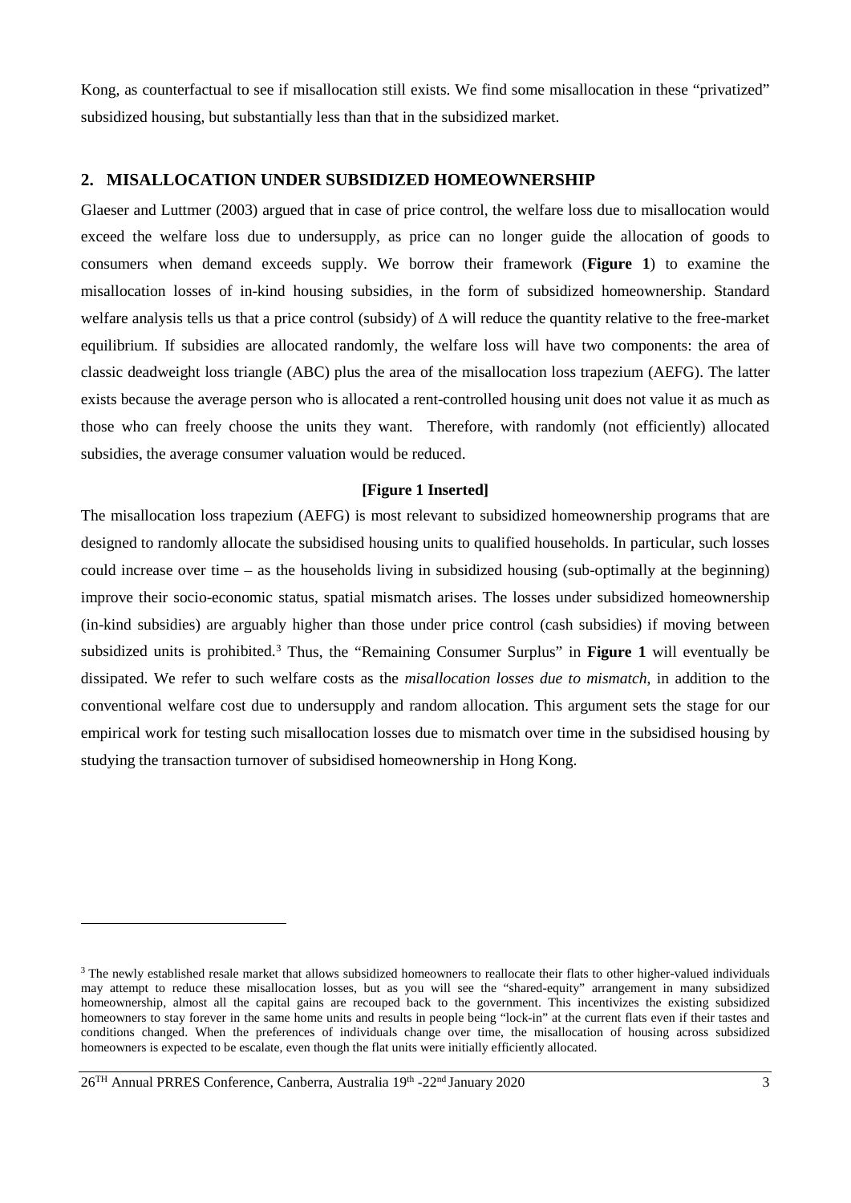Kong, as counterfactual to see if misallocation still exists. We find some misallocation in these "privatized" subsidized housing, but substantially less than that in the subsidized market.

## 2. MISALLOCATION UNDER SUBSIDIZED HOMEOWNERSHIP

Glaeser and Luttmer (2003) argued that in case of price control, the welfare loss due to misallocation would exceed the welfare loss due to undersupply, as price can no longer guide the allocation of goods to consumers when demand exceeds supply. We borrow their framework (**Figure 1**) to examine the misallocation losses of in-kind housing subsidies, in the form of subsidized homeownership. Standard welfare analysis tells us that a price control (subsidy) of $\Delta$ will reduce the quantity relative to the free-market equilibrium. If subsidies are allocated randomly, the welfare loss will have two components: the area of classic deadweight loss triangle (ABC) plus the area of the misallocation loss trapezium (AEFG). The latter exists because the average person who is allocated a rent-controlled housing unit does not value it as much as those who can freely choose the units they want. Therefore, with randomly (not efficiently) allocated subsidies, the average consumer valuation would be reduced.

**[Figure 1 Inserted]**

The misallocation loss trapezium (AEFG) is most relevant to subsidized homeownership programs that are designed to randomly allocate the subsidised housing units to qualified households. In particular, such losses could increase over time – as the households living in subsidized housing (sub-optimally at the beginning) improve their socio-economic status, spatial mismatch arises. The losses under subsidized homeownership (in-kind subsidies) are arguably higher than those under price control (cash subsidies) if moving between subsidized units is prohibited.[3] Thus, the "Remaining Consumer Surplus" in **Figure 1** will eventually be dissipated. We refer to such welfare costs as the *misallocation losses due to mismatch*, in addition to the conventional welfare cost due to undersupply and random allocation. This argument sets the stage for our empirical work for testing such misallocation losses due to mismatch over time in the subsidised housing by studying the transaction turnover of subsidised homeownership in Hong Kong.

---

[3] The newly established resale market that allows subsidized homeowners to reallocate their flats to other higher-valued individuals may attempt to reduce these misallocation losses, but as you will see the "shared-equity" arrangement in many subsidized homeownership, almost all the capital gains are recouped back to the government. This incentivizes the existing subsidized homeowners to stay forever in the same home units and results in people being "lock-in" at the current flats even if their tastes and conditions changed. When the preferences of individuals change over time, the misallocation of housing across subsidized homeowners is expected to be escalate, even though the flat units were initially efficiently allocated.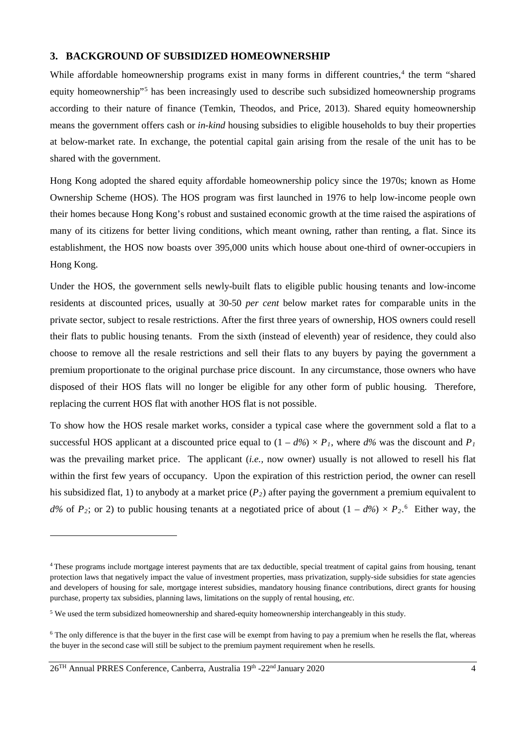## 3. BACKGROUND OF SUBSIDIZED HOMEOWNERSHIP

While affordable homeownership programs exist in many forms in different countries,[4] the term "shared equity homeownership"[5] has been increasingly used to describe such subsidized homeownership programs according to their nature of finance (Temkin, Theodos, and Price, 2013). Shared equity homeownership means the government offers cash or *in-kind* housing subsidies to eligible households to buy their properties at below-market rate. In exchange, the potential capital gain arising from the resale of the unit has to be shared with the government.

Hong Kong adopted the shared equity affordable homeownership policy since the 1970s; known as Home Ownership Scheme (HOS). The HOS program was first launched in 1976 to help low-income people own their homes because Hong Kong's robust and sustained economic growth at the time raised the aspirations of many of its citizens for better living conditions, which meant owning, rather than renting, a flat. Since its establishment, the HOS now boasts over 395,000 units which house about one-third of owner-occupiers in Hong Kong.

Under the HOS, the government sells newly-built flats to eligible public housing tenants and low-income residents at discounted prices, usually at 30-50 *per cent* below market rates for comparable units in the private sector, subject to resale restrictions. After the first three years of ownership, HOS owners could resell their flats to public housing tenants. From the sixth (instead of eleventh) year of residence, they could also choose to remove all the resale restrictions and sell their flats to any buyers by paying the government a premium proportionate to the original purchase price discount. In any circumstance, those owners who have disposed of their HOS flats will no longer be eligible for any other form of public housing. Therefore, replacing the current HOS flat with another HOS flat is not possible.

To show how the HOS resale market works, consider a typical case where the government sold a flat to a successful HOS applicant at a discounted price equal to $(1 - d\%) \times P_1$, where $d\%$ was the discount and $P_1$ was the prevailing market price. The applicant (*i.e.,* now owner) usually is not allowed to resell his flat within the first few years of occupancy. Upon the expiration of this restriction period, the owner can resell his subsidized flat, 1) to anybody at a market price ($P_2$) after paying the government a premium equivalent to $d\%$ of $P_2$; or 2) to public housing tenants at a negotiated price of about $(1 - d\%) \times P_2$.[6] Either way, the

---

[4] These programs include mortgage interest payments that are tax deductible, special treatment of capital gains from housing, tenant protection laws that negatively impact the value of investment properties, mass privatization, supply-side subsidies for state agencies and developers of housing for sale, mortgage interest subsidies, mandatory housing finance contributions, direct grants for housing purchase, property tax subsidies, planning laws, limitations on the supply of rental housing, *etc*.

[5] We used the term subsidized homeownership and shared-equity homeownership interchangeably in this study.

[6] The only difference is that the buyer in the first case will be exempt from having to pay a premium when he resells the flat, whereas the buyer in the second case will still be subject to the premium payment requirement when he resells.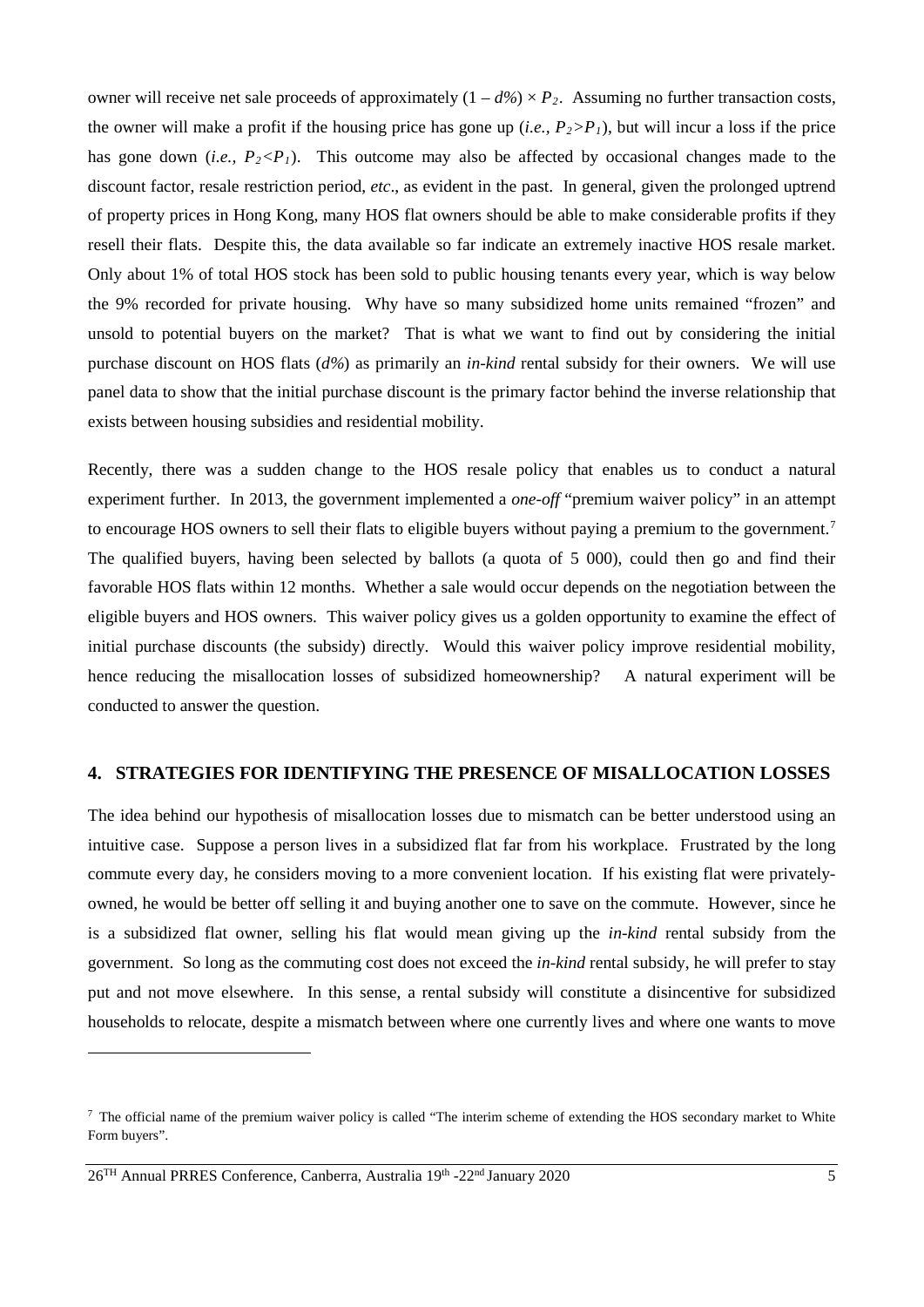owner will receive net sale proceeds of approximately $(1 - d\%) \times P_2$. Assuming no further transaction costs, the owner will make a profit if the housing price has gone up (*i.e.,* $P_2 > P_1$), but will incur a loss if the price has gone down (*i.e.,* $P_2 < P_1$). This outcome may also be affected by occasional changes made to the discount factor, resale restriction period, *etc*., as evident in the past. In general, given the prolonged uptrend of property prices in Hong Kong, many HOS flat owners should be able to make considerable profits if they resell their flats. Despite this, the data available so far indicate an extremely inactive HOS resale market. Only about 1% of total HOS stock has been sold to public housing tenants every year, which is way below the 9% recorded for private housing. Why have so many subsidized home units remained "frozen" and unsold to potential buyers on the market? That is what we want to find out by considering the initial purchase discount on HOS flats ($d\%$) as primarily an *in-kind* rental subsidy for their owners. We will use panel data to show that the initial purchase discount is the primary factor behind the inverse relationship that exists between housing subsidies and residential mobility.

Recently, there was a sudden change to the HOS resale policy that enables us to conduct a natural experiment further. In 2013, the government implemented a *one-off* "premium waiver policy" in an attempt to encourage HOS owners to sell their flats to eligible buyers without paying a premium to the government.[7] The qualified buyers, having been selected by ballots (a quota of 5 000), could then go and find their favorable HOS flats within 12 months. Whether a sale would occur depends on the negotiation between the eligible buyers and HOS owners. This waiver policy gives us a golden opportunity to examine the effect of initial purchase discounts (the subsidy) directly. Would this waiver policy improve residential mobility, hence reducing the misallocation losses of subsidized homeownership? A natural experiment will be conducted to answer the question.

## 4. STRATEGIES FOR IDENTIFYING THE PRESENCE OF MISALLOCATION LOSSES

The idea behind our hypothesis of misallocation losses due to mismatch can be better understood using an intuitive case. Suppose a person lives in a subsidized flat far from his workplace. Frustrated by the long commute every day, he considers moving to a more convenient location. If his existing flat were privately-owned, he would be better off selling it and buying another one to save on the commute. However, since he is a subsidized flat owner, selling his flat would mean giving up the *in-kind* rental subsidy from the government. So long as the commuting cost does not exceed the *in-kind* rental subsidy, he will prefer to stay put and not move elsewhere. In this sense, a rental subsidy will constitute a disincentive for subsidized households to relocate, despite a mismatch between where one currently lives and where one wants to move

[7] The official name of the premium waiver policy is called "The interim scheme of extending the HOS secondary market to White Form buyers".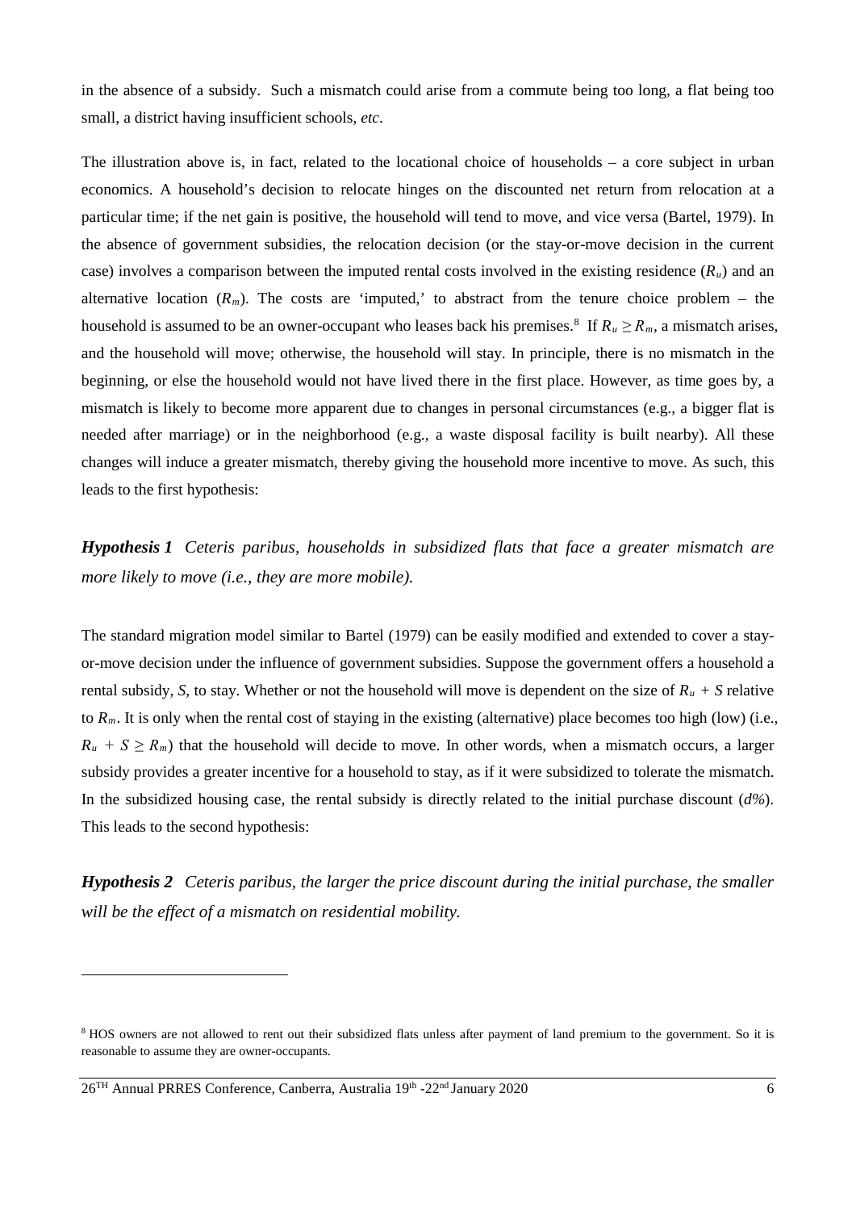in the absence of a subsidy. Such a mismatch could arise from a commute being too long, a flat being too small, a district having insufficient schools, *etc*.

The illustration above is, in fact, related to the locational choice of households – a core subject in urban economics. A household's decision to relocate hinges on the discounted net return from relocation at a particular time; if the net gain is positive, the household will tend to move, and vice versa (Bartel, 1979). In the absence of government subsidies, the relocation decision (or the stay-or-move decision in the current case) involves a comparison between the imputed rental costs involved in the existing residence ($R_u$) and an alternative location ($R_m$). The costs are 'imputed,' to abstract from the tenure choice problem – the household is assumed to be an owner-occupant who leases back his premises.[8] If $R_u \geq R_m$, a mismatch arises, and the household will move; otherwise, the household will stay. In principle, there is no mismatch in the beginning, or else the household would not have lived there in the first place. However, as time goes by, a mismatch is likely to become more apparent due to changes in personal circumstances (e.g., a bigger flat is needed after marriage) or in the neighborhood (e.g., a waste disposal facility is built nearby). All these changes will induce a greater mismatch, thereby giving the household more incentive to move. As such, this leads to the first hypothesis:

***Hypothesis 1*** *Ceteris paribus, households in subsidized flats that face a greater mismatch are more likely to move (i.e., they are more mobile).*

The standard migration model similar to Bartel (1979) can be easily modified and extended to cover a stay-or-move decision under the influence of government subsidies. Suppose the government offers a household a rental subsidy, $S$, to stay. Whether or not the household will move is dependent on the size of $R_u + S$ relative to $R_m$. It is only when the rental cost of staying in the existing (alternative) place becomes too high (low) (i.e., $R_u + S \geq R_m$) that the household will decide to move. In other words, when a mismatch occurs, a larger subsidy provides a greater incentive for a household to stay, as if it were subsidized to tolerate the mismatch. In the subsidized housing case, the rental subsidy is directly related to the initial purchase discount ($d\%$). This leads to the second hypothesis:

***Hypothesis 2*** *Ceteris paribus, the larger the price discount during the initial purchase, the smaller will be the effect of a mismatch on residential mobility.*

---

[8] HOS owners are not allowed to rent out their subsidized flats unless after payment of land premium to the government. So it is reasonable to assume they are owner-occupants.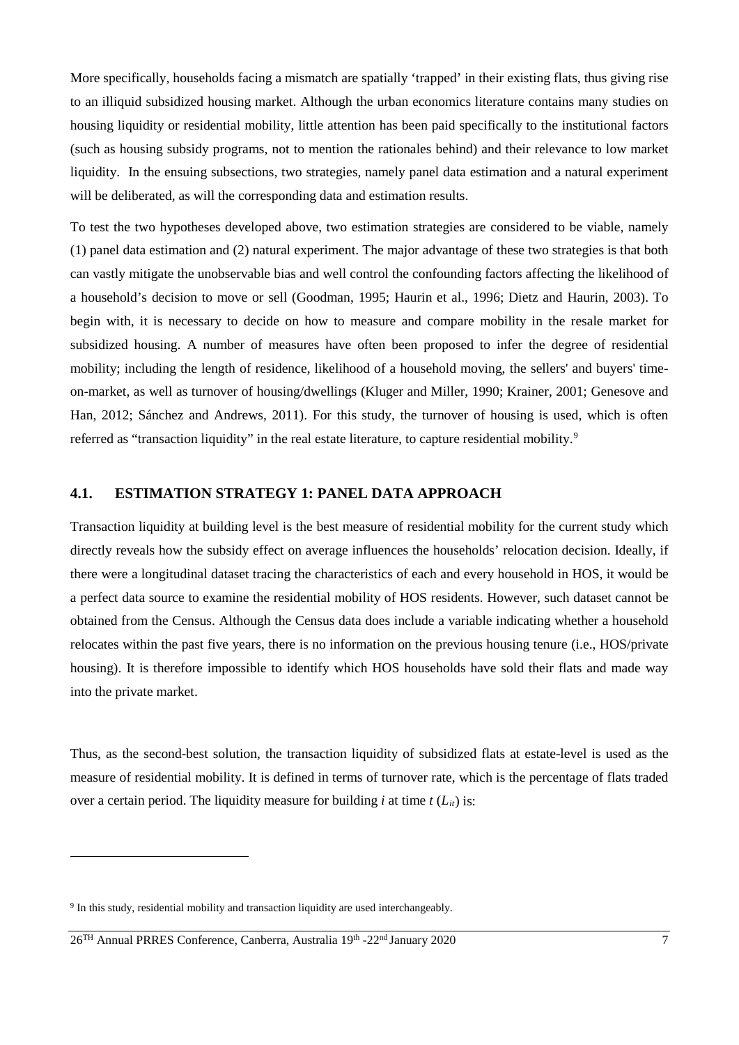More specifically, households facing a mismatch are spatially 'trapped' in their existing flats, thus giving rise to an illiquid subsidized housing market. Although the urban economics literature contains many studies on housing liquidity or residential mobility, little attention has been paid specifically to the institutional factors (such as housing subsidy programs, not to mention the rationales behind) and their relevance to low market liquidity. In the ensuing subsections, two strategies, namely panel data estimation and a natural experiment will be deliberated, as will the corresponding data and estimation results.

To test the two hypotheses developed above, two estimation strategies are considered to be viable, namely (1) panel data estimation and (2) natural experiment. The major advantage of these two strategies is that both can vastly mitigate the unobservable bias and well control the confounding factors affecting the likelihood of a household's decision to move or sell (Goodman, 1995; Haurin et al., 1996; Dietz and Haurin, 2003). To begin with, it is necessary to decide on how to measure and compare mobility in the resale market for subsidized housing. A number of measures have often been proposed to infer the degree of residential mobility; including the length of residence, likelihood of a household moving, the sellers' and buyers' time-on-market, as well as turnover of housing/dwellings (Kluger and Miller, 1990; Krainer, 2001; Genesove and Han, 2012; Sánchez and Andrews, 2011). For this study, the turnover of housing is used, which is often referred as "transaction liquidity" in the real estate literature, to capture residential mobility.[9]

## 4.1. ESTIMATION STRATEGY 1: PANEL DATA APPROACH

Transaction liquidity at building level is the best measure of residential mobility for the current study which directly reveals how the subsidy effect on average influences the households' relocation decision. Ideally, if there were a longitudinal dataset tracing the characteristics of each and every household in HOS, it would be a perfect data source to examine the residential mobility of HOS residents. However, such dataset cannot be obtained from the Census. Although the Census data does include a variable indicating whether a household relocates within the past five years, there is no information on the previous housing tenure (i.e., HOS/private housing). It is therefore impossible to identify which HOS households have sold their flats and made way into the private market.

Thus, as the second-best solution, the transaction liquidity of subsidized flats at estate-level is used as the measure of residential mobility. It is defined in terms of turnover rate, which is the percentage of flats traded over a certain period. The liquidity measure for building $i$ at time $t$ ($L_{it}$) is:

[9] In this study, residential mobility and transaction liquidity are used interchangeably.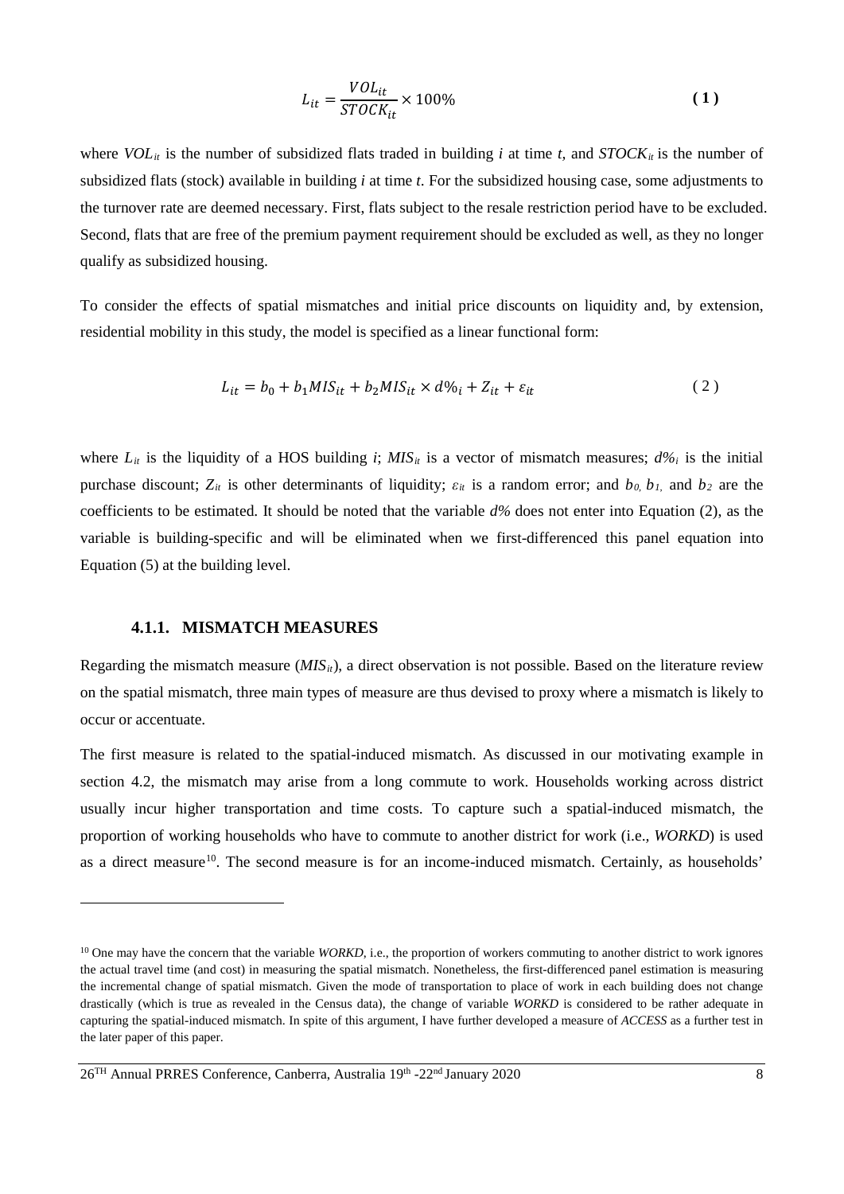$$L_{it} = \frac{VOL_{it}}{STOCK_{it}} \times 100\% \tag{1}$$

where $VOL_{it}$ is the number of subsidized flats traded in building *i* at time *t*, and $STOCK_{it}$ is the number of subsidized flats (stock) available in building *i* at time *t*. For the subsidized housing case, some adjustments to the turnover rate are deemed necessary. First, flats subject to the resale restriction period have to be excluded. Second, flats that are free of the premium payment requirement should be excluded as well, as they no longer qualify as subsidized housing.

To consider the effects of spatial mismatches and initial price discounts on liquidity and, by extension, residential mobility in this study, the model is specified as a linear functional form:

$$L_{it} = b_0 + b_1 MIS_{it} + b_2 MIS_{it} \times d\%_i + Z_{it} + \varepsilon_{it} \tag{2}$$

where $L_{it}$ is the liquidity of a HOS building *i*; $MIS_{it}$ is a vector of mismatch measures; $d\%_i$ is the initial purchase discount; $Z_{it}$ is other determinants of liquidity; $\varepsilon_{it}$ is a random error; and $b_0$, $b_1$, and $b_2$ are the coefficients to be estimated. It should be noted that the variable $d\%$ does not enter into Equation (2), as the variable is building-specific and will be eliminated when we first-differenced this panel equation into Equation (5) at the building level.

### 4.1.1. MISMATCH MEASURES

Regarding the mismatch measure ($MIS_{it}$), a direct observation is not possible. Based on the literature review on the spatial mismatch, three main types of measure are thus devised to proxy where a mismatch is likely to occur or accentuate.

The first measure is related to the spatial-induced mismatch. As discussed in our motivating example in section 4.2, the mismatch may arise from a long commute to work. Households working across district usually incur higher transportation and time costs. To capture such a spatial-induced mismatch, the proportion of working households who have to commute to another district for work (i.e., *WORKD*) is used as a direct measure[10]. The second measure is for an income-induced mismatch. Certainly, as households'

[10] One may have the concern that the variable *WORKD*, i.e., the proportion of workers commuting to another district to work ignores the actual travel time (and cost) in measuring the spatial mismatch. Nonetheless, the first-differenced panel estimation is measuring the incremental change of spatial mismatch. Given the mode of transportation to place of work in each building does not change drastically (which is true as revealed in the Census data), the change of variable *WORKD* is considered to be rather adequate in capturing the spatial-induced mismatch. In spite of this argument, I have further developed a measure of *ACCESS* as a further test in the later paper of this paper.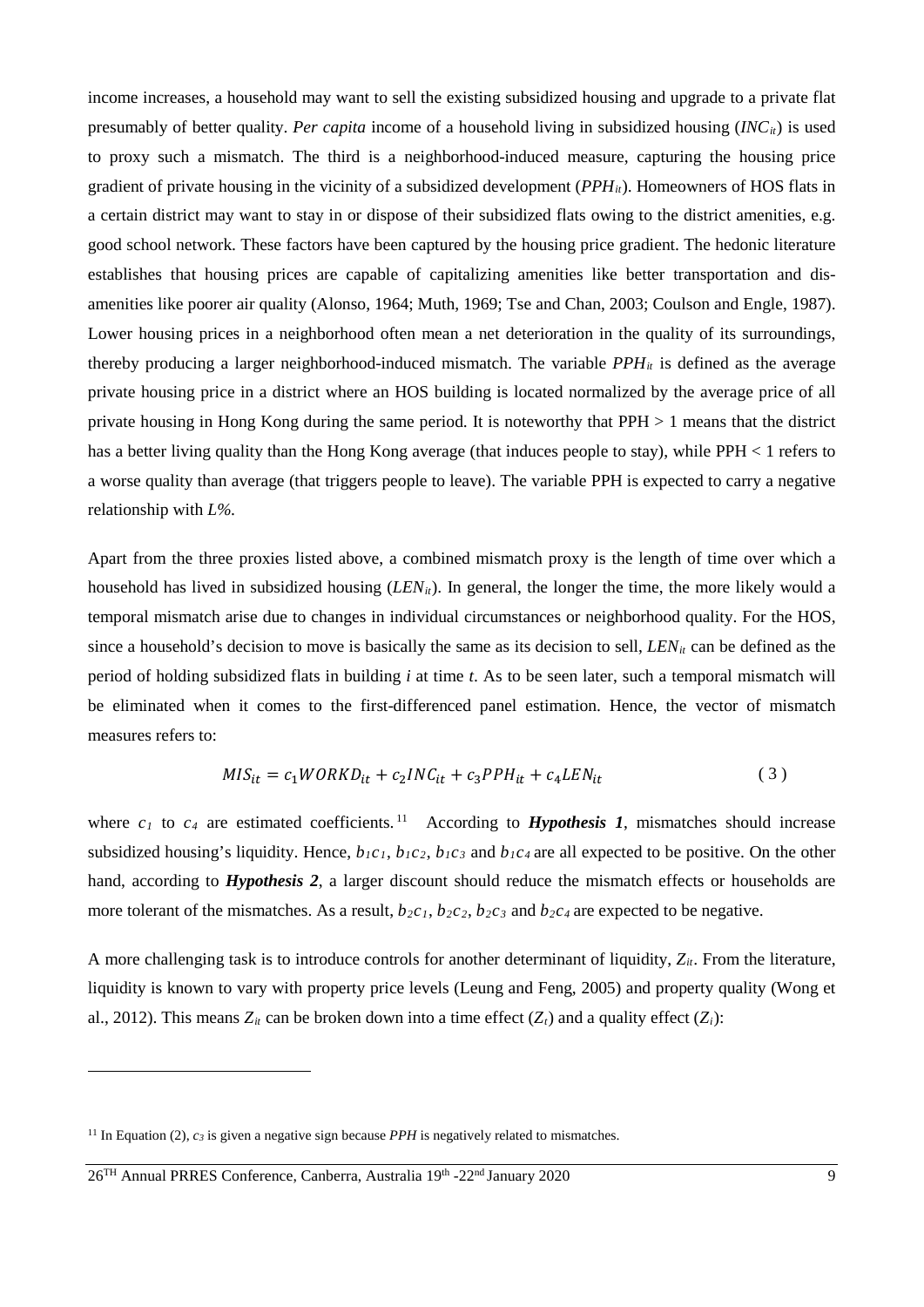income increases, a household may want to sell the existing subsidized housing and upgrade to a private flat presumably of better quality. *Per capita* income of a household living in subsidized housing ($INC_{it}$) is used to proxy such a mismatch. The third is a neighborhood-induced measure, capturing the housing price gradient of private housing in the vicinity of a subsidized development ($PPH_{it}$). Homeowners of HOS flats in a certain district may want to stay in or dispose of their subsidized flats owing to the district amenities, e.g. good school network. These factors have been captured by the housing price gradient. The hedonic literature establishes that housing prices are capable of capitalizing amenities like better transportation and dis-amenities like poorer air quality (Alonso, 1964; Muth, 1969; Tse and Chan, 2003; Coulson and Engle, 1987). Lower housing prices in a neighborhood often mean a net deterioration in the quality of its surroundings, thereby producing a larger neighborhood-induced mismatch. The variable $PPH_{it}$ is defined as the average private housing price in a district where an HOS building is located normalized by the average price of all private housing in Hong Kong during the same period. It is noteworthy that $PPH > 1$ means that the district has a better living quality than the Hong Kong average (that induces people to stay), while $PPH < 1$ refers to a worse quality than average (that triggers people to leave). The variable PPH is expected to carry a negative relationship with *L%*.

Apart from the three proxies listed above, a combined mismatch proxy is the length of time over which a household has lived in subsidized housing ($LEN_{it}$). In general, the longer the time, the more likely would a temporal mismatch arise due to changes in individual circumstances or neighborhood quality. For the HOS, since a household's decision to move is basically the same as its decision to sell, $LEN_{it}$ can be defined as the period of holding subsidized flats in building *i* at time *t*. As to be seen later, such a temporal mismatch will be eliminated when it comes to the first-differenced panel estimation. Hence, the vector of mismatch measures refers to:

$$MIS_{it} = c_1 WORKD_{it} + c_2 INC_{it} + c_3 PPH_{it} + c_4 LEN_{it} \tag{3}$$

where $c_1$ to $c_4$ are estimated coefficients.[11] According to ***Hypothesis 1***, mismatches should increase subsidized housing's liquidity. Hence, $b_1c_1$, $b_1c_2$, $b_1c_3$ and $b_1c_4$ are all expected to be positive. On the other hand, according to ***Hypothesis 2***, a larger discount should reduce the mismatch effects or households are more tolerant of the mismatches. As a result, $b_2c_1$, $b_2c_2$, $b_2c_3$ and $b_2c_4$ are expected to be negative.

A more challenging task is to introduce controls for another determinant of liquidity, $Z_{it}$. From the literature, liquidity is known to vary with property price levels (Leung and Feng, 2005) and property quality (Wong et al., 2012). This means $Z_{it}$ can be broken down into a time effect ($Z_t$) and a quality effect ($Z_i$):

[11] In Equation (2), $c_3$ is given a negative sign because *PPH* is negatively related to mismatches.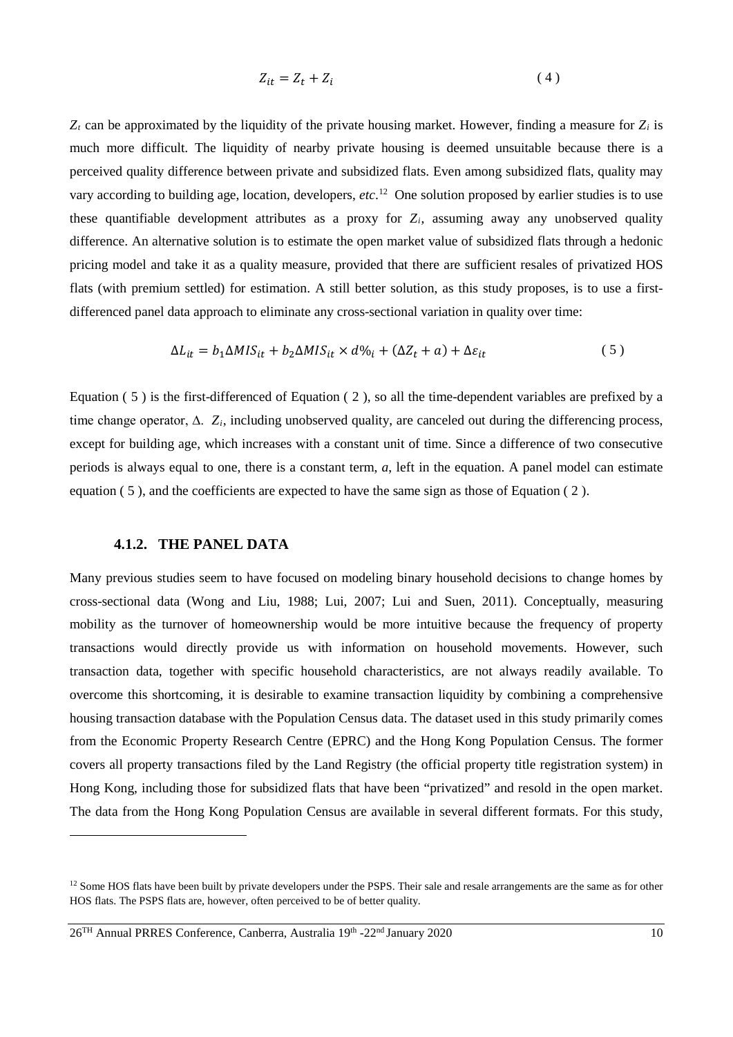$$Z_{it} = Z_t + Z_i \tag{4}$$

$Z_t$ can be approximated by the liquidity of the private housing market. However, finding a measure for $Z_i$ is much more difficult. The liquidity of nearby private housing is deemed unsuitable because there is a perceived quality difference between private and subsidized flats. Even among subsidized flats, quality may vary according to building age, location, developers, *etc*.[12] One solution proposed by earlier studies is to use these quantifiable development attributes as a proxy for $Z_i$, assuming away any unobserved quality difference. An alternative solution is to estimate the open market value of subsidized flats through a hedonic pricing model and take it as a quality measure, provided that there are sufficient resales of privatized HOS flats (with premium settled) for estimation. A still better solution, as this study proposes, is to use a first-differenced panel data approach to eliminate any cross-sectional variation in quality over time:

$$\Delta L_{it} = b_1 \Delta MIS_{it} + b_2 \Delta MIS_{it} \times d\%_i + (\Delta Z_t + a) + \Delta \varepsilon_{it} \tag{5}$$

Equation ( 5 ) is the first-differenced of Equation ( 2 ), so all the time-dependent variables are prefixed by a time change operator, $\Delta$. $Z_i$, including unobserved quality, are canceled out during the differencing process, except for building age, which increases with a constant unit of time. Since a difference of two consecutive periods is always equal to one, there is a constant term, $a$, left in the equation. A panel model can estimate equation ( 5 ), and the coefficients are expected to have the same sign as those of Equation ( 2 ).

### 4.1.2. THE PANEL DATA

Many previous studies seem to have focused on modeling binary household decisions to change homes by cross-sectional data (Wong and Liu, 1988; Lui, 2007; Lui and Suen, 2011). Conceptually, measuring mobility as the turnover of homeownership would be more intuitive because the frequency of property transactions would directly provide us with information on household movements. However, such transaction data, together with specific household characteristics, are not always readily available. To overcome this shortcoming, it is desirable to examine transaction liquidity by combining a comprehensive housing transaction database with the Population Census data. The dataset used in this study primarily comes from the Economic Property Research Centre (EPRC) and the Hong Kong Population Census. The former covers all property transactions filed by the Land Registry (the official property title registration system) in Hong Kong, including those for subsidized flats that have been "privatized" and resold in the open market. The data from the Hong Kong Population Census are available in several different formats. For this study,

[12] Some HOS flats have been built by private developers under the PSPS. Their sale and resale arrangements are the same as for other HOS flats. The PSPS flats are, however, often perceived to be of better quality.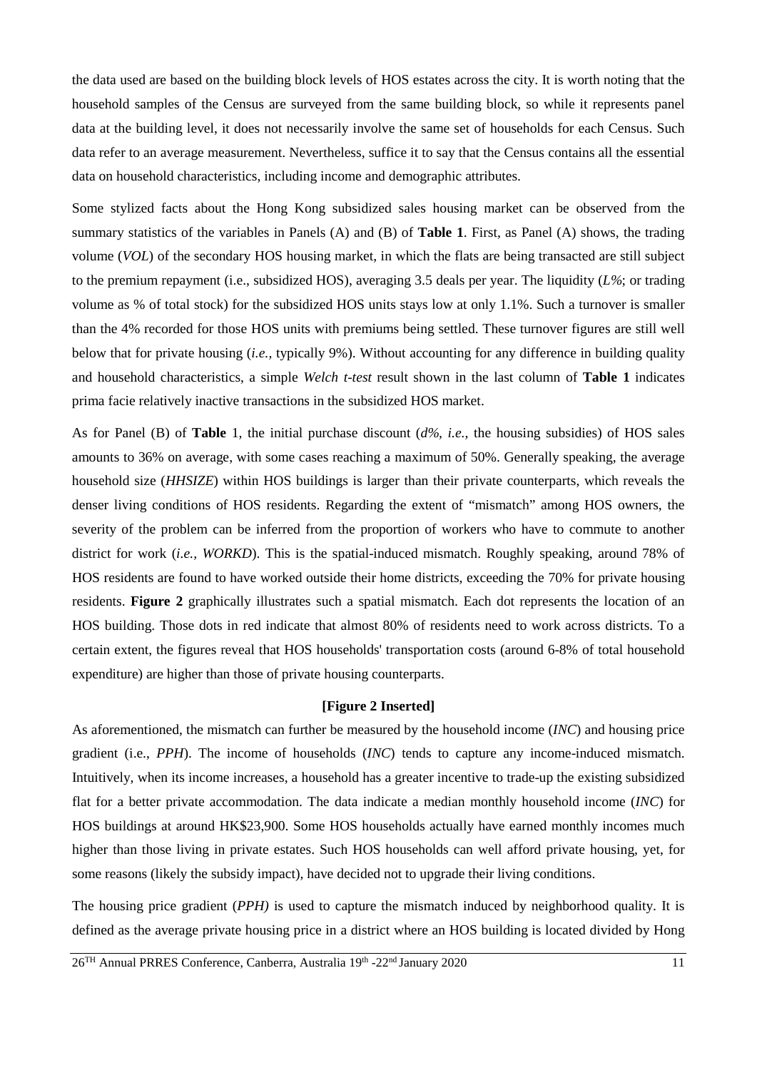the data used are based on the building block levels of HOS estates across the city. It is worth noting that the household samples of the Census are surveyed from the same building block, so while it represents panel data at the building level, it does not necessarily involve the same set of households for each Census. Such data refer to an average measurement. Nevertheless, suffice it to say that the Census contains all the essential data on household characteristics, including income and demographic attributes.

Some stylized facts about the Hong Kong subsidized sales housing market can be observed from the summary statistics of the variables in Panels (A) and (B) of **Table 1**. First, as Panel (A) shows, the trading volume (*VOL*) of the secondary HOS housing market, in which the flats are being transacted are still subject to the premium repayment (i.e., subsidized HOS), averaging 3.5 deals per year. The liquidity (*L%*; or trading volume as % of total stock) for the subsidized HOS units stays low at only 1.1%. Such a turnover is smaller than the 4% recorded for those HOS units with premiums being settled. These turnover figures are still well below that for private housing (*i.e.*, typically 9%). Without accounting for any difference in building quality and household characteristics, a simple *Welch t-test* result shown in the last column of **Table 1** indicates prima facie relatively inactive transactions in the subsidized HOS market.

As for Panel (B) of **Table** 1, the initial purchase discount (*d%*, *i.e.*, the housing subsidies) of HOS sales amounts to 36% on average, with some cases reaching a maximum of 50%. Generally speaking, the average household size (*HHSIZE*) within HOS buildings is larger than their private counterparts, which reveals the denser living conditions of HOS residents. Regarding the extent of "mismatch" among HOS owners, the severity of the problem can be inferred from the proportion of workers who have to commute to another district for work (*i.e., WORKD*). This is the spatial-induced mismatch. Roughly speaking, around 78% of HOS residents are found to have worked outside their home districts, exceeding the 70% for private housing residents. **Figure 2** graphically illustrates such a spatial mismatch. Each dot represents the location of an HOS building. Those dots in red indicate that almost 80% of residents need to work across districts. To a certain extent, the figures reveal that HOS households' transportation costs (around 6-8% of total household expenditure) are higher than those of private housing counterparts.

**[Figure 2 Inserted]**

As aforementioned, the mismatch can further be measured by the household income (*INC*) and housing price gradient (i.e., *PPH*). The income of households (*INC*) tends to capture any income-induced mismatch. Intuitively, when its income increases, a household has a greater incentive to trade-up the existing subsidized flat for a better private accommodation. The data indicate a median monthly household income (*INC*) for HOS buildings at around HK$23,900. Some HOS households actually have earned monthly incomes much higher than those living in private estates. Such HOS households can well afford private housing, yet, for some reasons (likely the subsidy impact), have decided not to upgrade their living conditions.

The housing price gradient (*PPH)* is used to capture the mismatch induced by neighborhood quality. It is defined as the average private housing price in a district where an HOS building is located divided by Hong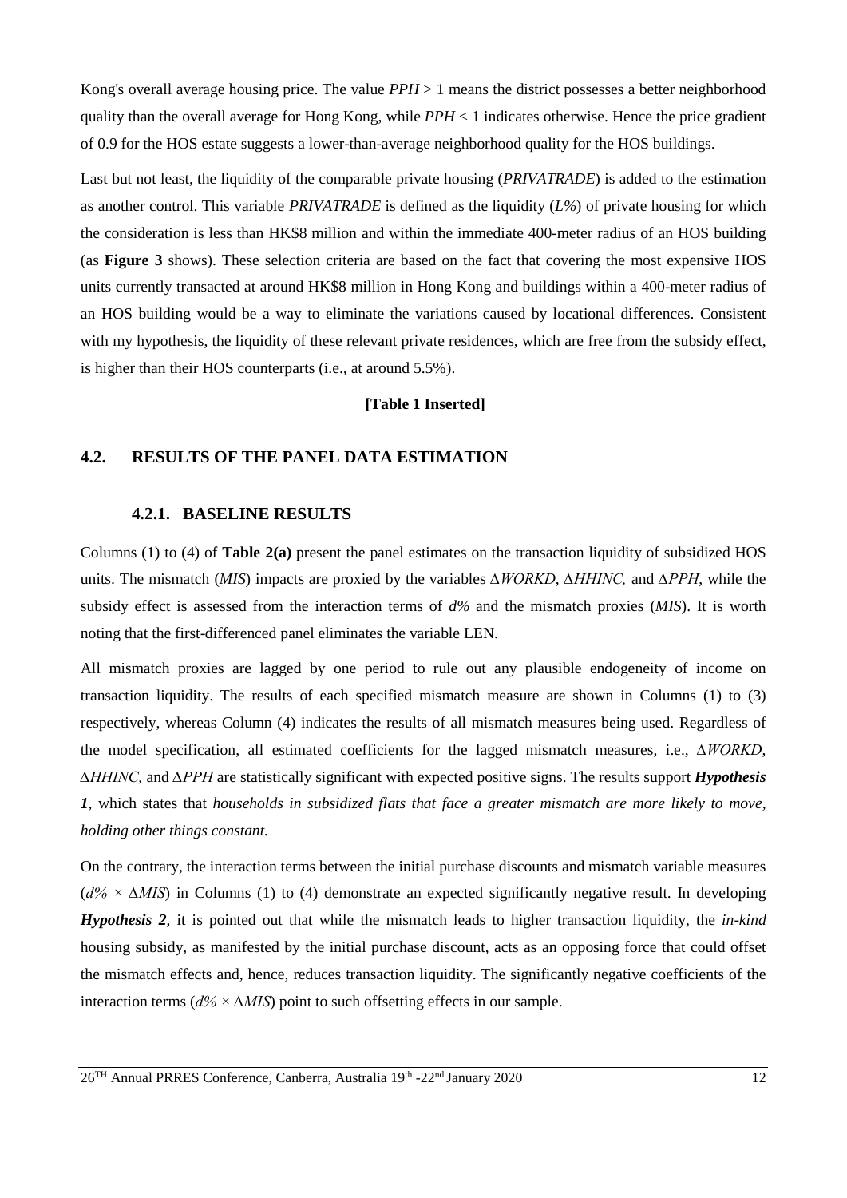Kong's overall average housing price. The value $PPH > 1$ means the district possesses a better neighborhood quality than the overall average for Hong Kong, while $PPH < 1$ indicates otherwise. Hence the price gradient of 0.9 for the HOS estate suggests a lower-than-average neighborhood quality for the HOS buildings.

Last but not least, the liquidity of the comparable private housing (*PRIVATRADE*) is added to the estimation as another control. This variable *PRIVATRADE* is defined as the liquidity (*L%*) of private housing for which the consideration is less than HK$8 million and within the immediate 400-meter radius of an HOS building (as **Figure 3** shows). These selection criteria are based on the fact that covering the most expensive HOS units currently transacted at around HK$8 million in Hong Kong and buildings within a 400-meter radius of an HOS building would be a way to eliminate the variations caused by locational differences. Consistent with my hypothesis, the liquidity of these relevant private residences, which are free from the subsidy effect, is higher than their HOS counterparts (i.e., at around 5.5%).

**[Table 1 Inserted]**

## 4.2. RESULTS OF THE PANEL DATA ESTIMATION

### 4.2.1. BASELINE RESULTS

Columns (1) to (4) of **Table 2(a)** present the panel estimates on the transaction liquidity of subsidized HOS units. The mismatch (*MIS*) impacts are proxied by the variables $\Delta WORKD$, $\Delta HHINC$, and $\Delta PPH$, while the subsidy effect is assessed from the interaction terms of *d%* and the mismatch proxies (*MIS*). It is worth noting that the first-differenced panel eliminates the variable LEN.

All mismatch proxies are lagged by one period to rule out any plausible endogeneity of income on transaction liquidity. The results of each specified mismatch measure are shown in Columns (1) to (3) respectively, whereas Column (4) indicates the results of all mismatch measures being used. Regardless of the model specification, all estimated coefficients for the lagged mismatch measures, i.e., $\Delta WORKD$, $\Delta HHINC$, and $\Delta PPH$ are statistically significant with expected positive signs. The results support ***Hypothesis 1***, which states that *households in subsidized flats that face a greater mismatch are more likely to move, holding other things constant.*

On the contrary, the interaction terms between the initial purchase discounts and mismatch variable measures ($d\% \times \Delta MIS$) in Columns (1) to (4) demonstrate an expected significantly negative result. In developing ***Hypothesis 2***, it is pointed out that while the mismatch leads to higher transaction liquidity, the *in-kind* housing subsidy, as manifested by the initial purchase discount, acts as an opposing force that could offset the mismatch effects and, hence, reduces transaction liquidity. The significantly negative coefficients of the interaction terms ($d\% \times \Delta MIS$) point to such offsetting effects in our sample.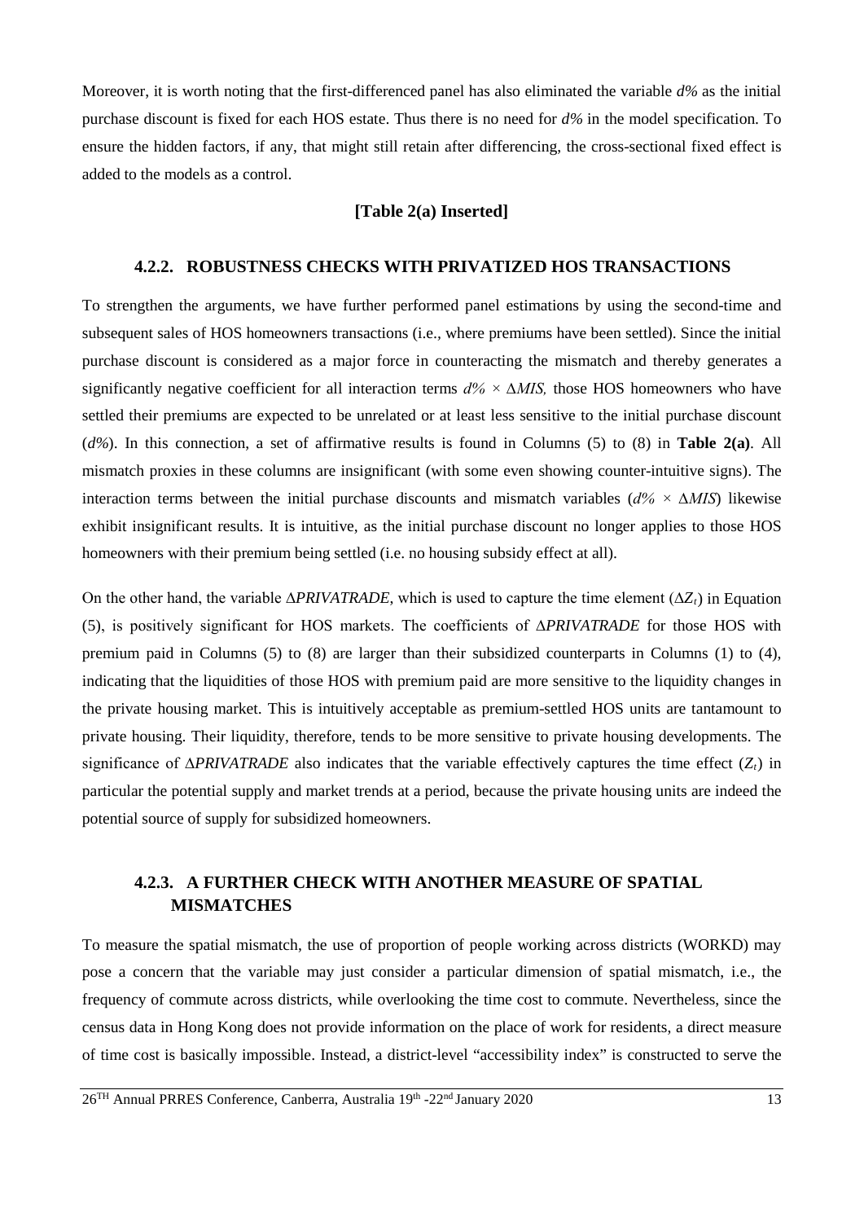Moreover, it is worth noting that the first-differenced panel has also eliminated the variable *d%* as the initial purchase discount is fixed for each HOS estate. Thus there is no need for *d%* in the model specification. To ensure the hidden factors, if any, that might still retain after differencing, the cross-sectional fixed effect is added to the models as a control.

**[Table 2(a) Inserted]**

### 4.2.2. ROBUSTNESS CHECKS WITH PRIVATIZED HOS TRANSACTIONS

To strengthen the arguments, we have further performed panel estimations by using the second-time and subsequent sales of HOS homeowners transactions (i.e., where premiums have been settled). Since the initial purchase discount is considered as a major force in counteracting the mismatch and thereby generates a significantly negative coefficient for all interaction terms $d\% \times \Delta MIS$, those HOS homeowners who have settled their premiums are expected to be unrelated or at least less sensitive to the initial purchase discount (*d%*). In this connection, a set of affirmative results is found in Columns (5) to (8) in **Table 2(a)**. All mismatch proxies in these columns are insignificant (with some even showing counter-intuitive signs). The interaction terms between the initial purchase discounts and mismatch variables ($d\% \times \Delta MIS$) likewise exhibit insignificant results. It is intuitive, as the initial purchase discount no longer applies to those HOS homeowners with their premium being settled (i.e. no housing subsidy effect at all).

On the other hand, the variable $\Delta PRIVATRADE$, which is used to capture the time element ($\Delta Z_t$) in Equation (5), is positively significant for HOS markets. The coefficients of $\Delta PRIVATRADE$ for those HOS with premium paid in Columns (5) to (8) are larger than their subsidized counterparts in Columns (1) to (4), indicating that the liquidities of those HOS with premium paid are more sensitive to the liquidity changes in the private housing market. This is intuitively acceptable as premium-settled HOS units are tantamount to private housing. Their liquidity, therefore, tends to be more sensitive to private housing developments. The significance of $\Delta PRIVATRADE$ also indicates that the variable effectively captures the time effect ($Z_t$) in particular the potential supply and market trends at a period, because the private housing units are indeed the potential source of supply for subsidized homeowners.

### 4.2.3. A FURTHER CHECK WITH ANOTHER MEASURE OF SPATIAL MISMATCHES

To measure the spatial mismatch, the use of proportion of people working across districts (WORKD) may pose a concern that the variable may just consider a particular dimension of spatial mismatch, i.e., the frequency of commute across districts, while overlooking the time cost to commute. Nevertheless, since the census data in Hong Kong does not provide information on the place of work for residents, a direct measure of time cost is basically impossible. Instead, a district-level "accessibility index" is constructed to serve the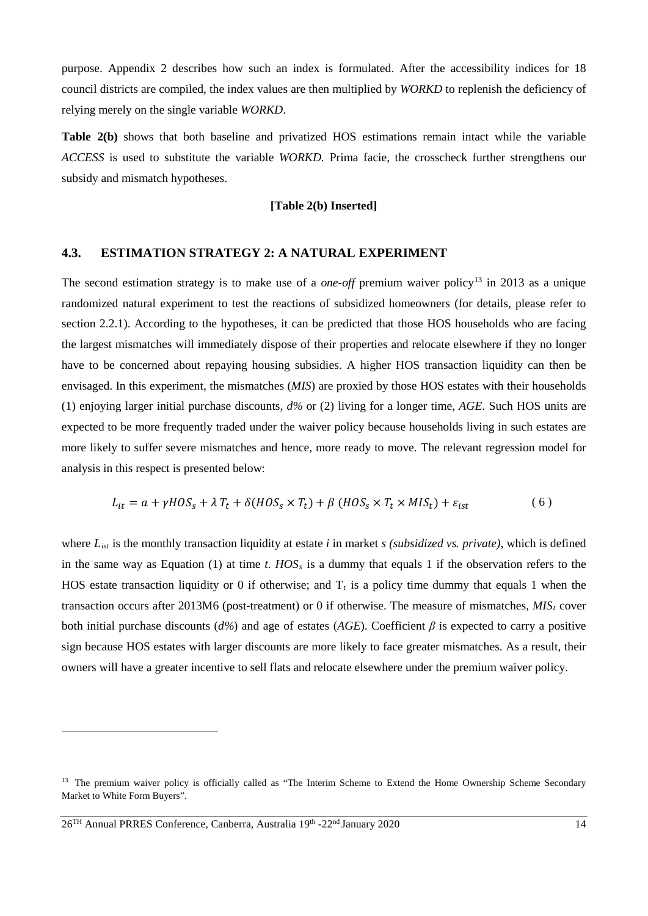purpose. Appendix 2 describes how such an index is formulated. After the accessibility indices for 18 council districts are compiled, the index values are then multiplied by *WORKD* to replenish the deficiency of relying merely on the single variable *WORKD*.

**Table 2(b)** shows that both baseline and privatized HOS estimations remain intact while the variable *ACCESS* is used to substitute the variable *WORKD.* Prima facie, the crosscheck further strengthens our subsidy and mismatch hypotheses.

**[Table 2(b) Inserted]**

### 4.3. ESTIMATION STRATEGY 2: A NATURAL EXPERIMENT

The second estimation strategy is to make use of a *one-off* premium waiver policy[13] in 2013 as a unique randomized natural experiment to test the reactions of subsidized homeowners (for details, please refer to section 2.2.1). According to the hypotheses, it can be predicted that those HOS households who are facing the largest mismatches will immediately dispose of their properties and relocate elsewhere if they no longer have to be concerned about repaying housing subsidies. A higher HOS transaction liquidity can then be envisaged. In this experiment, the mismatches (*MIS*) are proxied by those HOS estates with their households (1) enjoying larger initial purchase discounts, *d%* or (2) living for a longer time, *AGE.* Such HOS units are expected to be more frequently traded under the waiver policy because households living in such estates are more likely to suffer severe mismatches and hence, more ready to move. The relevant regression model for analysis in this respect is presented below:

$$L_{it} = a + \gamma HOS_s + \lambda\, T_t + \delta(HOS_s \times T_t) + \beta\,(HOS_s \times T_t \times MIS_t) + \varepsilon_{ist} \qquad (6)$$

where $L_{ist}$ is the monthly transaction liquidity at estate *i* in market *s (subsidized vs. private)*, which is defined in the same way as Equation (1) at time *t*. $HOS_s$ is a dummy that equals 1 if the observation refers to the HOS estate transaction liquidity or 0 if otherwise; and $T_t$ is a policy time dummy that equals 1 when the transaction occurs after 2013M6 (post-treatment) or 0 if otherwise. The measure of mismatches, $MIS_t$ cover both initial purchase discounts (*d%*) and age of estates (*AGE*). Coefficient $\beta$ is expected to carry a positive sign because HOS estates with larger discounts are more likely to face greater mismatches. As a result, their owners will have a greater incentive to sell flats and relocate elsewhere under the premium waiver policy.

---

[13] The premium waiver policy is officially called as "The Interim Scheme to Extend the Home Ownership Scheme Secondary Market to White Form Buyers".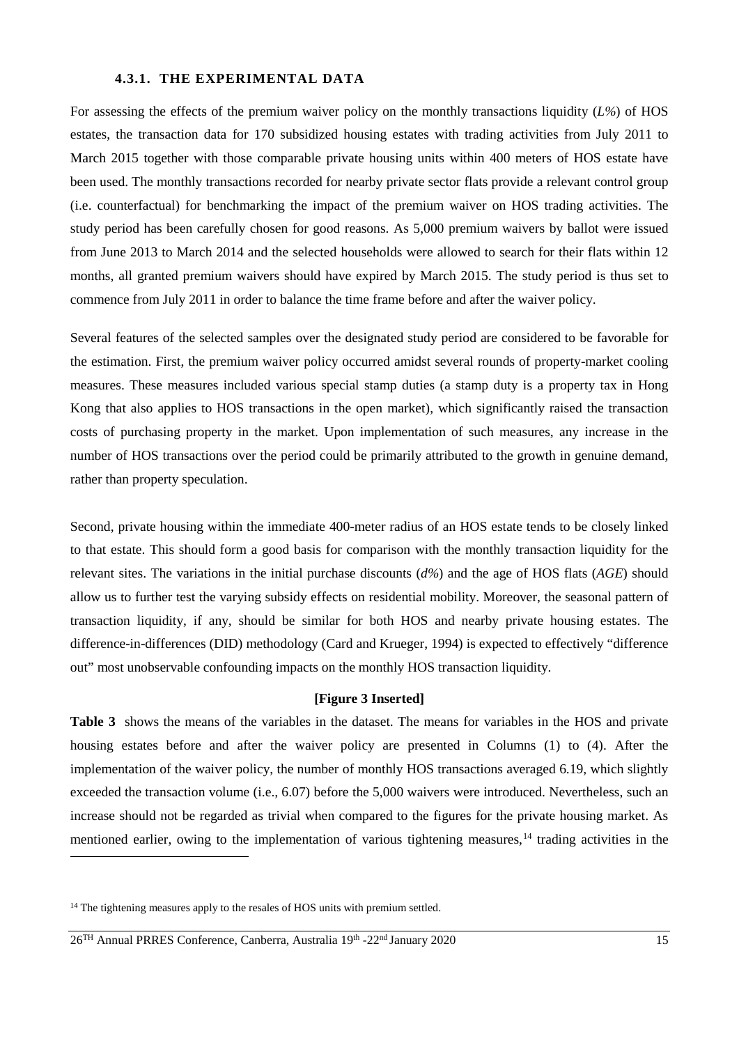#### 4.3.1. THE EXPERIMENTAL DATA

For assessing the effects of the premium waiver policy on the monthly transactions liquidity (*L%*) of HOS estates, the transaction data for 170 subsidized housing estates with trading activities from July 2011 to March 2015 together with those comparable private housing units within 400 meters of HOS estate have been used. The monthly transactions recorded for nearby private sector flats provide a relevant control group (i.e. counterfactual) for benchmarking the impact of the premium waiver on HOS trading activities. The study period has been carefully chosen for good reasons. As 5,000 premium waivers by ballot were issued from June 2013 to March 2014 and the selected households were allowed to search for their flats within 12 months, all granted premium waivers should have expired by March 2015. The study period is thus set to commence from July 2011 in order to balance the time frame before and after the waiver policy.

Several features of the selected samples over the designated study period are considered to be favorable for the estimation. First, the premium waiver policy occurred amidst several rounds of property-market cooling measures. These measures included various special stamp duties (a stamp duty is a property tax in Hong Kong that also applies to HOS transactions in the open market), which significantly raised the transaction costs of purchasing property in the market. Upon implementation of such measures, any increase in the number of HOS transactions over the period could be primarily attributed to the growth in genuine demand, rather than property speculation.

Second, private housing within the immediate 400-meter radius of an HOS estate tends to be closely linked to that estate. This should form a good basis for comparison with the monthly transaction liquidity for the relevant sites. The variations in the initial purchase discounts (*d%*) and the age of HOS flats (*AGE*) should allow us to further test the varying subsidy effects on residential mobility. Moreover, the seasonal pattern of transaction liquidity, if any, should be similar for both HOS and nearby private housing estates. The difference-in-differences (DID) methodology (Card and Krueger, 1994) is expected to effectively "difference out" most unobservable confounding impacts on the monthly HOS transaction liquidity.

**[Figure 3 Inserted]**

**Table 3** shows the means of the variables in the dataset. The means for variables in the HOS and private housing estates before and after the waiver policy are presented in Columns (1) to (4). After the implementation of the waiver policy, the number of monthly HOS transactions averaged 6.19, which slightly exceeded the transaction volume (i.e., 6.07) before the 5,000 waivers were introduced. Nevertheless, such an increase should not be regarded as trivial when compared to the figures for the private housing market. As mentioned earlier, owing to the implementation of various tightening measures,[14] trading activities in the

[14] The tightening measures apply to the resales of HOS units with premium settled.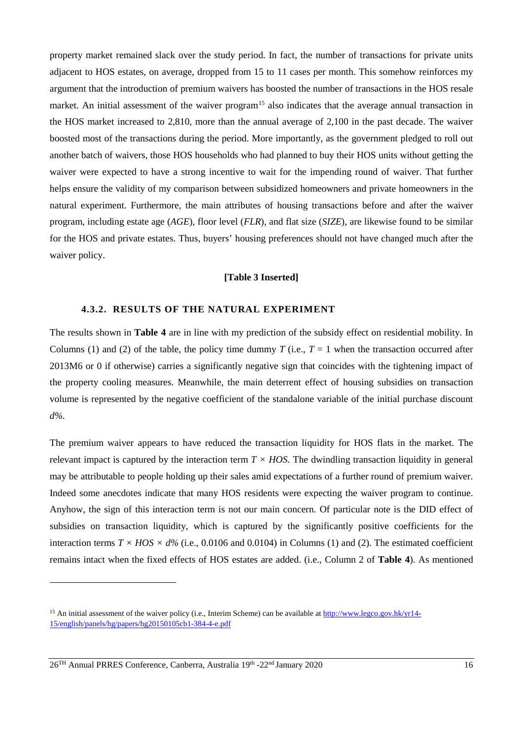property market remained slack over the study period. In fact, the number of transactions for private units adjacent to HOS estates, on average, dropped from 15 to 11 cases per month. This somehow reinforces my argument that the introduction of premium waivers has boosted the number of transactions in the HOS resale market. An initial assessment of the waiver program[15] also indicates that the average annual transaction in the HOS market increased to 2,810, more than the annual average of 2,100 in the past decade. The waiver boosted most of the transactions during the period. More importantly, as the government pledged to roll out another batch of waivers, those HOS households who had planned to buy their HOS units without getting the waiver were expected to have a strong incentive to wait for the impending round of waiver. That further helps ensure the validity of my comparison between subsidized homeowners and private homeowners in the natural experiment. Furthermore, the main attributes of housing transactions before and after the waiver program, including estate age (*AGE*), floor level (*FLR*), and flat size (*SIZE*), are likewise found to be similar for the HOS and private estates. Thus, buyers' housing preferences should not have changed much after the waiver policy.

**[Table 3 Inserted]**

### 4.3.2. RESULTS OF THE NATURAL EXPERIMENT

The results shown in **Table 4** are in line with my prediction of the subsidy effect on residential mobility. In Columns (1) and (2) of the table, the policy time dummy $T$ (i.e., $T = 1$ when the transaction occurred after 2013M6 or 0 if otherwise) carries a significantly negative sign that coincides with the tightening impact of the property cooling measures. Meanwhile, the main deterrent effect of housing subsidies on transaction volume is represented by the negative coefficient of the standalone variable of the initial purchase discount $d\%$.

The premium waiver appears to have reduced the transaction liquidity for HOS flats in the market. The relevant impact is captured by the interaction term $T \times HOS$. The dwindling transaction liquidity in general may be attributable to people holding up their sales amid expectations of a further round of premium waiver. Indeed some anecdotes indicate that many HOS residents were expecting the waiver program to continue. Anyhow, the sign of this interaction term is not our main concern. Of particular note is the DID effect of subsidies on transaction liquidity, which is captured by the significantly positive coefficients for the interaction terms $T \times HOS \times d\%$ (i.e., 0.0106 and 0.0104) in Columns (1) and (2). The estimated coefficient remains intact when the fixed effects of HOS estates are added. (i.e., Column 2 of **Table 4**). As mentioned

[15] An initial assessment of the waiver policy (i.e., Interim Scheme) can be available at http://www.legco.gov.hk/yr14-15/english/panels/hg/papers/hg20150105cb1-384-4-e.pdf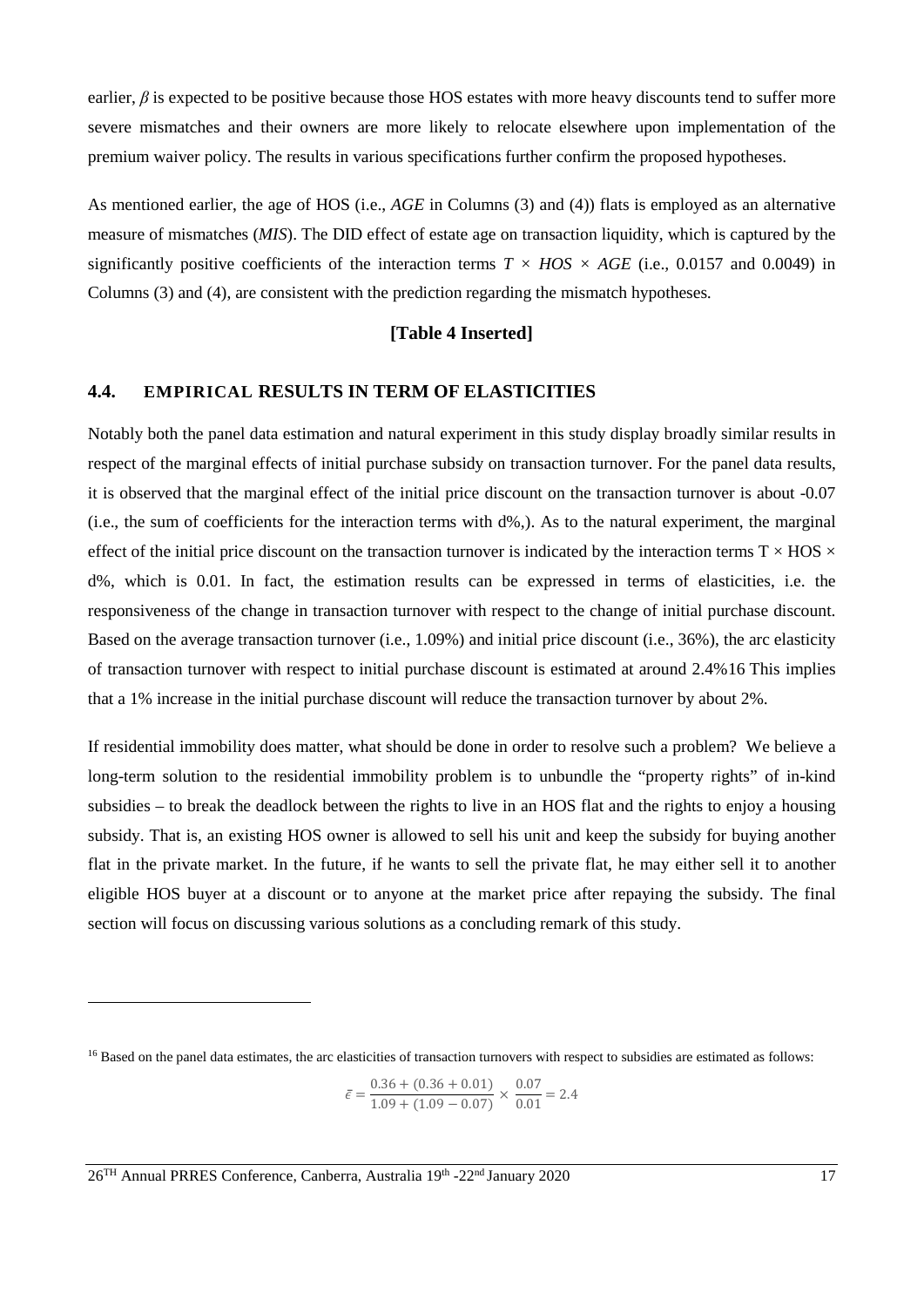earlier, $\beta$ is expected to be positive because those HOS estates with more heavy discounts tend to suffer more severe mismatches and their owners are more likely to relocate elsewhere upon implementation of the premium waiver policy. The results in various specifications further confirm the proposed hypotheses.

As mentioned earlier, the age of HOS (i.e., *AGE* in Columns (3) and (4)) flats is employed as an alternative measure of mismatches (*MIS*). The DID effect of estate age on transaction liquidity, which is captured by the significantly positive coefficients of the interaction terms $T \times HOS \times AGE$ (i.e., 0.0157 and 0.0049) in Columns (3) and (4), are consistent with the prediction regarding the mismatch hypotheses.

**[Table 4 Inserted]**

## 4.4. EMPIRICAL RESULTS IN TERM OF ELASTICITIES

Notably both the panel data estimation and natural experiment in this study display broadly similar results in respect of the marginal effects of initial purchase subsidy on transaction turnover. For the panel data results, it is observed that the marginal effect of the initial price discount on the transaction turnover is about -0.07 (i.e., the sum of coefficients for the interaction terms with d%,). As to the natural experiment, the marginal effect of the initial price discount on the transaction turnover is indicated by the interaction terms T × HOS × d%, which is 0.01. In fact, the estimation results can be expressed in terms of elasticities, i.e. the responsiveness of the change in transaction turnover with respect to the change of initial purchase discount. Based on the average transaction turnover (i.e., 1.09%) and initial price discount (i.e., 36%), the arc elasticity of transaction turnover with respect to initial purchase discount is estimated at around 2.4%[16] This implies that a 1% increase in the initial purchase discount will reduce the transaction turnover by about 2%.

If residential immobility does matter, what should be done in order to resolve such a problem? We believe a long-term solution to the residential immobility problem is to unbundle the "property rights" of in-kind subsidies – to break the deadlock between the rights to live in an HOS flat and the rights to enjoy a housing subsidy. That is, an existing HOS owner is allowed to sell his unit and keep the subsidy for buying another flat in the private market. In the future, if he wants to sell the private flat, he may either sell it to another eligible HOS buyer at a discount or to anyone at the market price after repaying the subsidy. The final section will focus on discussing various solutions as a concluding remark of this study.

---

[16] Based on the panel data estimates, the arc elasticities of transaction turnovers with respect to subsidies are estimated as follows:

$$\bar{\epsilon} = \frac{0.36 + (0.36 + 0.01)}{1.09 + (1.09 - 0.07)} \times \frac{0.07}{0.01} = 2.4$$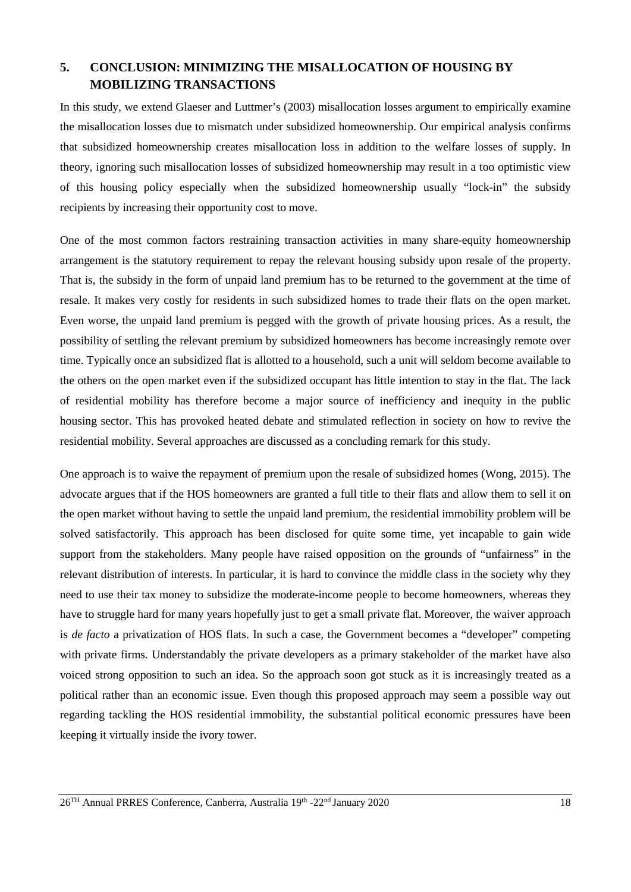## 5. CONCLUSION: MINIMIZING THE MISALLOCATION OF HOUSING BY MOBILIZING TRANSACTIONS

In this study, we extend Glaeser and Luttmer's (2003) misallocation losses argument to empirically examine the misallocation losses due to mismatch under subsidized homeownership. Our empirical analysis confirms that subsidized homeownership creates misallocation loss in addition to the welfare losses of supply. In theory, ignoring such misallocation losses of subsidized homeownership may result in a too optimistic view of this housing policy especially when the subsidized homeownership usually "lock-in" the subsidy recipients by increasing their opportunity cost to move.

One of the most common factors restraining transaction activities in many share-equity homeownership arrangement is the statutory requirement to repay the relevant housing subsidy upon resale of the property. That is, the subsidy in the form of unpaid land premium has to be returned to the government at the time of resale. It makes very costly for residents in such subsidized homes to trade their flats on the open market. Even worse, the unpaid land premium is pegged with the growth of private housing prices. As a result, the possibility of settling the relevant premium by subsidized homeowners has become increasingly remote over time. Typically once an subsidized flat is allotted to a household, such a unit will seldom become available to the others on the open market even if the subsidized occupant has little intention to stay in the flat. The lack of residential mobility has therefore become a major source of inefficiency and inequity in the public housing sector. This has provoked heated debate and stimulated reflection in society on how to revive the residential mobility. Several approaches are discussed as a concluding remark for this study.

One approach is to waive the repayment of premium upon the resale of subsidized homes (Wong, 2015). The advocate argues that if the HOS homeowners are granted a full title to their flats and allow them to sell it on the open market without having to settle the unpaid land premium, the residential immobility problem will be solved satisfactorily. This approach has been disclosed for quite some time, yet incapable to gain wide support from the stakeholders. Many people have raised opposition on the grounds of "unfairness" in the relevant distribution of interests. In particular, it is hard to convince the middle class in the society why they need to use their tax money to subsidize the moderate-income people to become homeowners, whereas they have to struggle hard for many years hopefully just to get a small private flat. Moreover, the waiver approach is *de facto* a privatization of HOS flats. In such a case, the Government becomes a "developer" competing with private firms. Understandably the private developers as a primary stakeholder of the market have also voiced strong opposition to such an idea. So the approach soon got stuck as it is increasingly treated as a political rather than an economic issue. Even though this proposed approach may seem a possible way out regarding tackling the HOS residential immobility, the substantial political economic pressures have been keeping it virtually inside the ivory tower.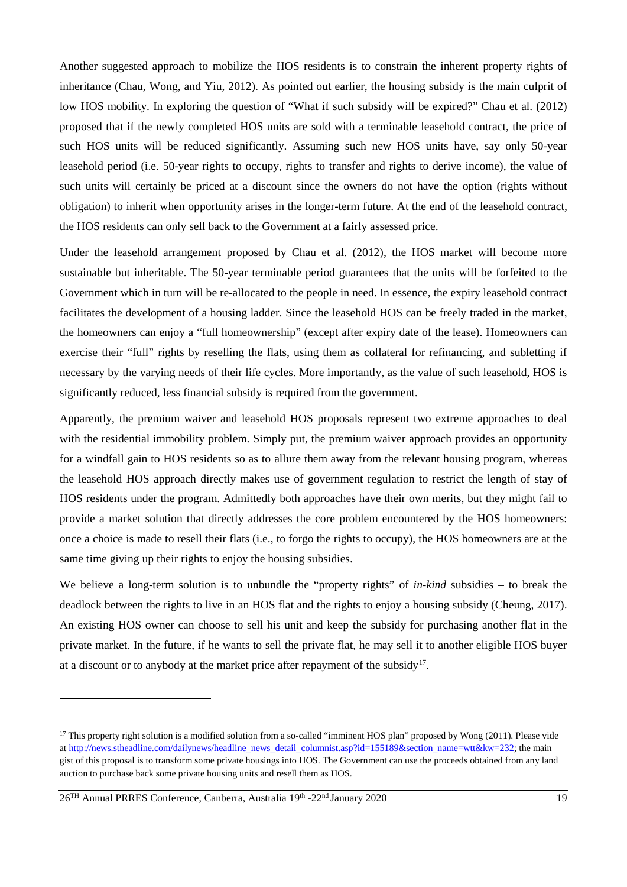Another suggested approach to mobilize the HOS residents is to constrain the inherent property rights of inheritance (Chau, Wong, and Yiu, 2012). As pointed out earlier, the housing subsidy is the main culprit of low HOS mobility. In exploring the question of "What if such subsidy will be expired?" Chau et al. (2012) proposed that if the newly completed HOS units are sold with a terminable leasehold contract, the price of such HOS units will be reduced significantly. Assuming such new HOS units have, say only 50-year leasehold period (i.e. 50-year rights to occupy, rights to transfer and rights to derive income), the value of such units will certainly be priced at a discount since the owners do not have the option (rights without obligation) to inherit when opportunity arises in the longer-term future. At the end of the leasehold contract, the HOS residents can only sell back to the Government at a fairly assessed price.

Under the leasehold arrangement proposed by Chau et al. (2012), the HOS market will become more sustainable but inheritable. The 50-year terminable period guarantees that the units will be forfeited to the Government which in turn will be re-allocated to the people in need. In essence, the expiry leasehold contract facilitates the development of a housing ladder. Since the leasehold HOS can be freely traded in the market, the homeowners can enjoy a "full homeownership" (except after expiry date of the lease). Homeowners can exercise their "full" rights by reselling the flats, using them as collateral for refinancing, and subletting if necessary by the varying needs of their life cycles. More importantly, as the value of such leasehold, HOS is significantly reduced, less financial subsidy is required from the government.

Apparently, the premium waiver and leasehold HOS proposals represent two extreme approaches to deal with the residential immobility problem. Simply put, the premium waiver approach provides an opportunity for a windfall gain to HOS residents so as to allure them away from the relevant housing program, whereas the leasehold HOS approach directly makes use of government regulation to restrict the length of stay of HOS residents under the program. Admittedly both approaches have their own merits, but they might fail to provide a market solution that directly addresses the core problem encountered by the HOS homeowners: once a choice is made to resell their flats (i.e., to forgo the rights to occupy), the HOS homeowners are at the same time giving up their rights to enjoy the housing subsidies.

We believe a long-term solution is to unbundle the "property rights" of *in-kind* subsidies – to break the deadlock between the rights to live in an HOS flat and the rights to enjoy a housing subsidy (Cheung, 2017). An existing HOS owner can choose to sell his unit and keep the subsidy for purchasing another flat in the private market. In the future, if he wants to sell the private flat, he may sell it to another eligible HOS buyer at a discount or to anybody at the market price after repayment of the subsidy[17].

---

[17] This property right solution is a modified solution from a so-called "imminent HOS plan" proposed by Wong (2011). Please vide at http://news.stheadline.com/dailynews/headline_news_detail_columnist.asp?id=155189&section_name=wtt&kw=232; the main gist of this proposal is to transform some private housings into HOS. The Government can use the proceeds obtained from any land auction to purchase back some private housing units and resell them as HOS.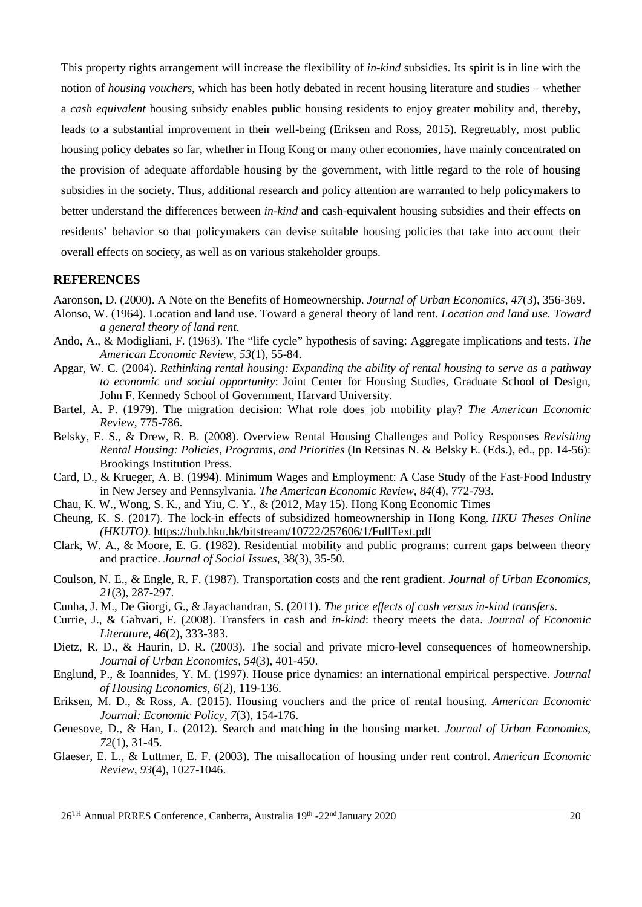This property rights arrangement will increase the flexibility of *in-kind* subsidies. Its spirit is in line with the notion of *housing vouchers*, which has been hotly debated in recent housing literature and studies – whether a *cash equivalent* housing subsidy enables public housing residents to enjoy greater mobility and, thereby, leads to a substantial improvement in their well-being (Eriksen and Ross, 2015). Regrettably, most public housing policy debates so far, whether in Hong Kong or many other economies, have mainly concentrated on the provision of adequate affordable housing by the government, with little regard to the role of housing subsidies in the society. Thus, additional research and policy attention are warranted to help policymakers to better understand the differences between *in-kind* and cash-equivalent housing subsidies and their effects on residents' behavior so that policymakers can devise suitable housing policies that take into account their overall effects on society, as well as on various stakeholder groups.

## REFERENCES

Aaronson, D. (2000). A Note on the Benefits of Homeownership. *Journal of Urban Economics, 47*(3), 356-369.

Alonso, W. (1964). Location and land use. Toward a general theory of land rent. *Location and land use. Toward a general theory of land rent*.

Ando, A., & Modigliani, F. (1963). The "life cycle" hypothesis of saving: Aggregate implications and tests. *The American Economic Review, 53*(1), 55-84.

Apgar, W. C. (2004). *Rethinking rental housing: Expanding the ability of rental housing to serve as a pathway to economic and social opportunity*: Joint Center for Housing Studies, Graduate School of Design, John F. Kennedy School of Government, Harvard University.

Bartel, A. P. (1979). The migration decision: What role does job mobility play? *The American Economic Review*, 775-786.

Belsky, E. S., & Drew, R. B. (2008). Overview Rental Housing Challenges and Policy Responses *Revisiting Rental Housing: Policies, Programs, and Priorities* (In Retsinas N. & Belsky E. (Eds.), ed., pp. 14-56): Brookings Institution Press.

Card, D., & Krueger, A. B. (1994). Minimum Wages and Employment: A Case Study of the Fast-Food Industry in New Jersey and Pennsylvania. *The American Economic Review, 84*(4), 772-793.

Chau, K. W., Wong, S. K., and Yiu, C. Y., & (2012, May 15). Hong Kong Economic Times

Cheung, K. S. (2017). The lock-in effects of subsidized homeownership in Hong Kong. *HKU Theses Online (HKUTO)*. https://hub.hku.hk/bitstream/10722/257606/1/FullText.pdf

Clark, W. A., & Moore, E. G. (1982). Residential mobility and public programs: current gaps between theory and practice. *Journal of Social Issues*, 38(3), 35-50.

Coulson, N. E., & Engle, R. F. (1987). Transportation costs and the rent gradient. *Journal of Urban Economics, 21*(3), 287-297.

Cunha, J. M., De Giorgi, G., & Jayachandran, S. (2011). *The price effects of cash versus in-kind transfers*.

Currie, J., & Gahvari, F. (2008). Transfers in cash and *in-kind*: theory meets the data. *Journal of Economic Literature, 46*(2), 333-383.

Dietz, R. D., & Haurin, D. R. (2003). The social and private micro-level consequences of homeownership. *Journal of Urban Economics, 54*(3), 401-450.

Englund, P., & Ioannides, Y. M. (1997). House price dynamics: an international empirical perspective. *Journal of Housing Economics, 6*(2), 119-136.

Eriksen, M. D., & Ross, A. (2015). Housing vouchers and the price of rental housing. *American Economic Journal: Economic Policy, 7*(3), 154-176.

Genesove, D., & Han, L. (2012). Search and matching in the housing market. *Journal of Urban Economics, 72*(1), 31-45.

Glaeser, E. L., & Luttmer, E. F. (2003). The misallocation of housing under rent control. *American Economic Review, 93*(4), 1027-1046.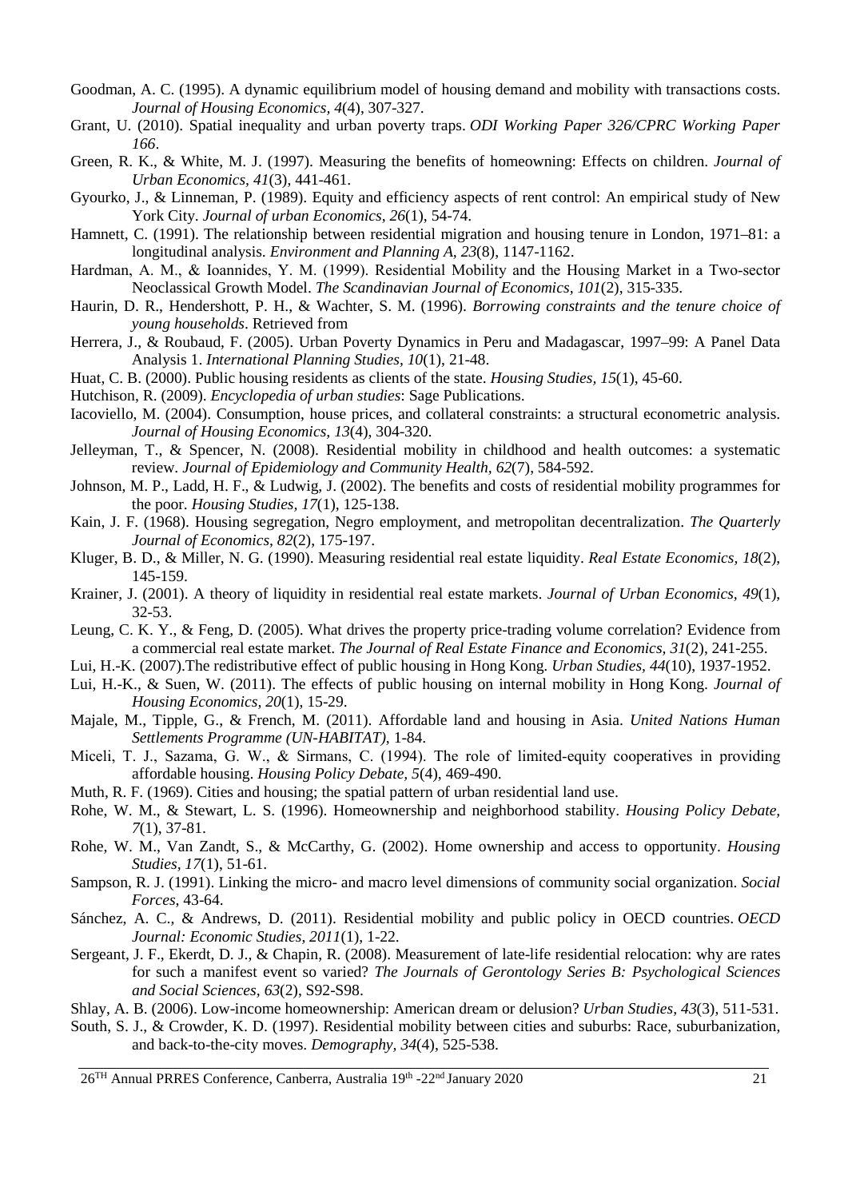Goodman, A. C. (1995). A dynamic equilibrium model of housing demand and mobility with transactions costs. *Journal of Housing Economics, 4*(4), 307-327.

Grant, U. (2010). Spatial inequality and urban poverty traps. *ODI Working Paper 326/CPRC Working Paper 166*.

Green, R. K., & White, M. J. (1997). Measuring the benefits of homeowning: Effects on children. *Journal of Urban Economics, 41*(3), 441-461.

Gyourko, J., & Linneman, P. (1989). Equity and efficiency aspects of rent control: An empirical study of New York City. *Journal of urban Economics*, *26*(1), 54-74.

Hamnett, C. (1991). The relationship between residential migration and housing tenure in London, 1971–81: a longitudinal analysis. *Environment and Planning A, 23*(8), 1147-1162.

Hardman, A. M., & Ioannides, Y. M. (1999). Residential Mobility and the Housing Market in a Two-sector Neoclassical Growth Model. *The Scandinavian Journal of Economics, 101*(2), 315-335.

Haurin, D. R., Hendershott, P. H., & Wachter, S. M. (1996). *Borrowing constraints and the tenure choice of young households*. Retrieved from

Herrera, J., & Roubaud, F. (2005). Urban Poverty Dynamics in Peru and Madagascar, 1997–99: A Panel Data Analysis 1. *International Planning Studies, 10*(1), 21-48.

Huat, C. B. (2000). Public housing residents as clients of the state. *Housing Studies, 15*(1), 45-60.

Hutchison, R. (2009). *Encyclopedia of urban studies*: Sage Publications.

Iacoviello, M. (2004). Consumption, house prices, and collateral constraints: a structural econometric analysis. *Journal of Housing Economics, 13*(4), 304-320.

Jelleyman, T., & Spencer, N. (2008). Residential mobility in childhood and health outcomes: a systematic review. *Journal of Epidemiology and Community Health, 62*(7), 584-592.

Johnson, M. P., Ladd, H. F., & Ludwig, J. (2002). The benefits and costs of residential mobility programmes for the poor. *Housing Studies, 17*(1), 125-138.

Kain, J. F. (1968). Housing segregation, Negro employment, and metropolitan decentralization. *The Quarterly Journal of Economics, 82*(2), 175-197.

Kluger, B. D., & Miller, N. G. (1990). Measuring residential real estate liquidity. *Real Estate Economics, 18*(2), 145-159.

Krainer, J. (2001). A theory of liquidity in residential real estate markets. *Journal of Urban Economics, 49*(1), 32-53.

Leung, C. K. Y., & Feng, D. (2005). What drives the property price-trading volume correlation? Evidence from a commercial real estate market. *The Journal of Real Estate Finance and Economics, 31*(2), 241-255.

Lui, H.-K. (2007).The redistributive effect of public housing in Hong Kong. *Urban Studies, 44*(10), 1937-1952.

Lui, H.-K., & Suen, W. (2011). The effects of public housing on internal mobility in Hong Kong. *Journal of Housing Economics, 20*(1), 15-29.

Majale, M., Tipple, G., & French, M. (2011). Affordable land and housing in Asia. *United Nations Human Settlements Programme (UN-HABITAT)*, 1-84.

Miceli, T. J., Sazama, G. W., & Sirmans, C. (1994). The role of limited-equity cooperatives in providing affordable housing. *Housing Policy Debate, 5*(4), 469-490.

Muth, R. F. (1969). Cities and housing; the spatial pattern of urban residential land use.

Rohe, W. M., & Stewart, L. S. (1996). Homeownership and neighborhood stability. *Housing Policy Debate, 7*(1), 37-81.

Rohe, W. M., Van Zandt, S., & McCarthy, G. (2002). Home ownership and access to opportunity. *Housing Studies*, *17*(1), 51-61.

Sampson, R. J. (1991). Linking the micro- and macro level dimensions of community social organization. *Social Forces*, 43-64.

Sánchez, A. C., & Andrews, D. (2011). Residential mobility and public policy in OECD countries. *OECD Journal: Economic Studies, 2011*(1), 1-22.

Sergeant, J. F., Ekerdt, D. J., & Chapin, R. (2008). Measurement of late-life residential relocation: why are rates for such a manifest event so varied? *The Journals of Gerontology Series B: Psychological Sciences and Social Sciences, 63*(2), S92-S98.

Shlay, A. B. (2006). Low-income homeownership: American dream or delusion? *Urban Studies, 43*(3), 511-531.

South, S. J., & Crowder, K. D. (1997). Residential mobility between cities and suburbs: Race, suburbanization, and back-to-the-city moves. *Demography, 34*(4), 525-538.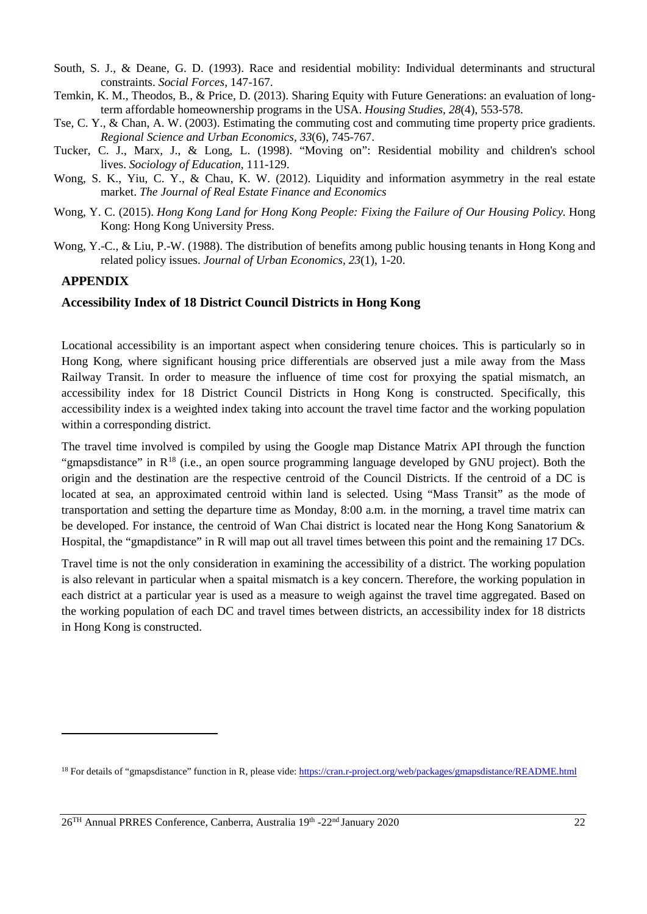South, S. J., & Deane, G. D. (1993). Race and residential mobility: Individual determinants and structural constraints. *Social Forces*, 147-167.

Temkin, K. M., Theodos, B., & Price, D. (2013). Sharing Equity with Future Generations: an evaluation of long-term affordable homeownership programs in the USA. *Housing Studies, 28*(4), 553-578.

Tse, C. Y., & Chan, A. W. (2003). Estimating the commuting cost and commuting time property price gradients. *Regional Science and Urban Economics*, *33*(6), 745-767.

Tucker, C. J., Marx, J., & Long, L. (1998). "Moving on": Residential mobility and children's school lives. *Sociology of Education*, 111-129.

Wong, S. K., Yiu, C. Y., & Chau, K. W. (2012). Liquidity and information asymmetry in the real estate market. *The Journal of Real Estate Finance and Economics*

Wong, Y. C. (2015). *Hong Kong Land for Hong Kong People: Fixing the Failure of Our Housing Policy*. Hong Kong: Hong Kong University Press.

Wong, Y.-C., & Liu, P.-W. (1988). The distribution of benefits among public housing tenants in Hong Kong and related policy issues. *Journal of Urban Economics*, *23*(1), 1-20.

## APPENDIX

### Accessibility Index of 18 District Council Districts in Hong Kong

Locational accessibility is an important aspect when considering tenure choices. This is particularly so in Hong Kong, where significant housing price differentials are observed just a mile away from the Mass Railway Transit. In order to measure the influence of time cost for proxying the spatial mismatch, an accessibility index for 18 District Council Districts in Hong Kong is constructed. Specifically, this accessibility index is a weighted index taking into account the travel time factor and the working population within a corresponding district.

The travel time involved is compiled by using the Google map Distance Matrix API through the function "gmapsdistance" in R[18] (i.e., an open source programming language developed by GNU project). Both the origin and the destination are the respective centroid of the Council Districts. If the centroid of a DC is located at sea, an approximated centroid within land is selected. Using "Mass Transit" as the mode of transportation and setting the departure time as Monday, 8:00 a.m. in the morning, a travel time matrix can be developed. For instance, the centroid of Wan Chai district is located near the Hong Kong Sanatorium & Hospital, the "gmapdistance" in R will map out all travel times between this point and the remaining 17 DCs.

Travel time is not the only consideration in examining the accessibility of a district. The working population is also relevant in particular when a spaital mismatch is a key concern. Therefore, the working population in each district at a particular year is used as a measure to weigh against the travel time aggregated. Based on the working population of each DC and travel times between districts, an accessibility index for 18 districts in Hong Kong is constructed.

[18] For details of "gmapsdistance" function in R, please vide: https://cran.r-project.org/web/packages/gmapsdistance/README.html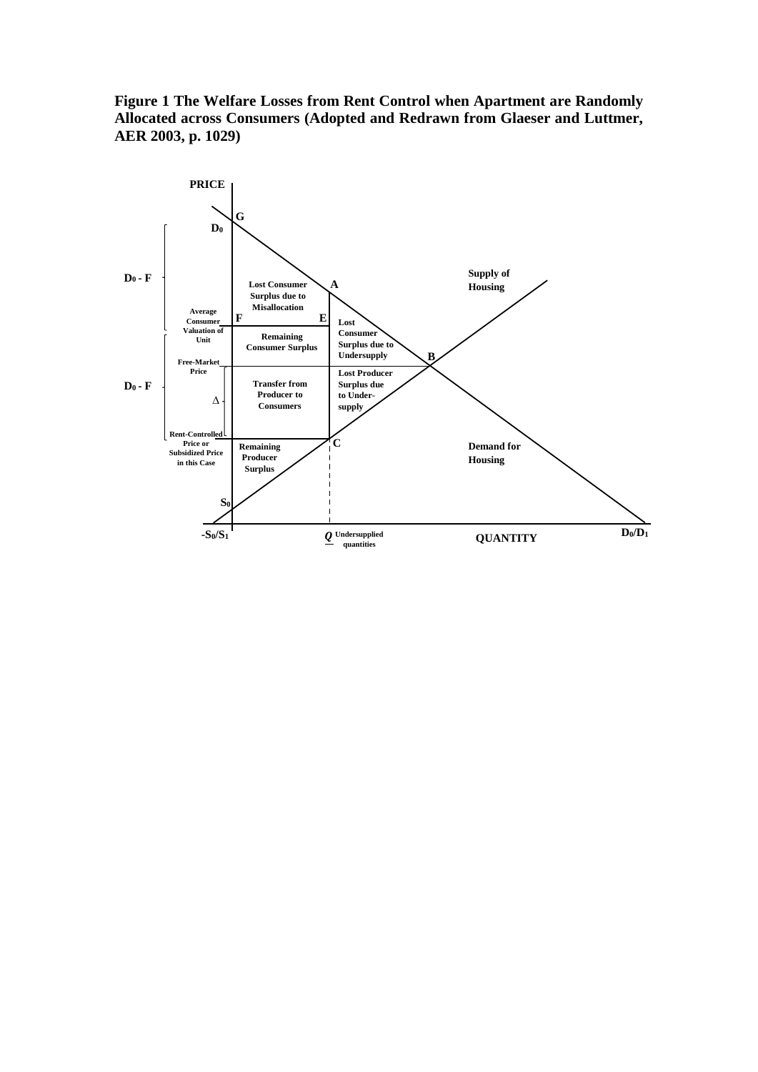**Figure 1 The Welfare Losses from Rent Control when Apartment are Randomly Allocated across Consumers (Adopted and Redrawn from Glaeser and Luttmer, AER 2003, p. 1029)**

PRICE

G

$D_0$

$D_0$ - F

Lost Consumer Surplus due to Misallocation

A

Supply of Housing

Average Consumer Valuation of Unit

F

E

Lost Consumer Surplus due to Undersupply

Remaining Consumer Surplus

B

Free-Market Price

Lost Producer Surplus due to Under-supply

$D_0$ - F

Transfer from Producer to Consumers

Δ

Rent-Controlled Price or Subsidized Price in this Case

C

Remaining Producer Surplus

Demand for Housing

$S_0$

$-S_0/S_1$

$\underline{Q}$ Undersupplied quantities

QUANTITY

$D_0/D_1$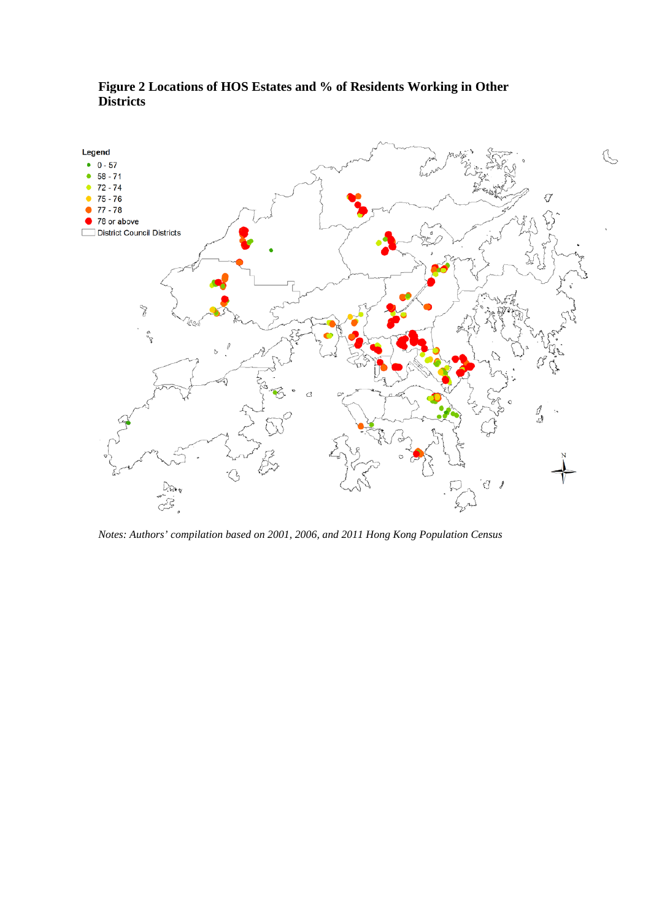**Figure 2 Locations of HOS Estates and % of Residents Working in Other Districts**

*Notes: Authors' compilation based on 2001, 2006, and 2011 Hong Kong Population Census*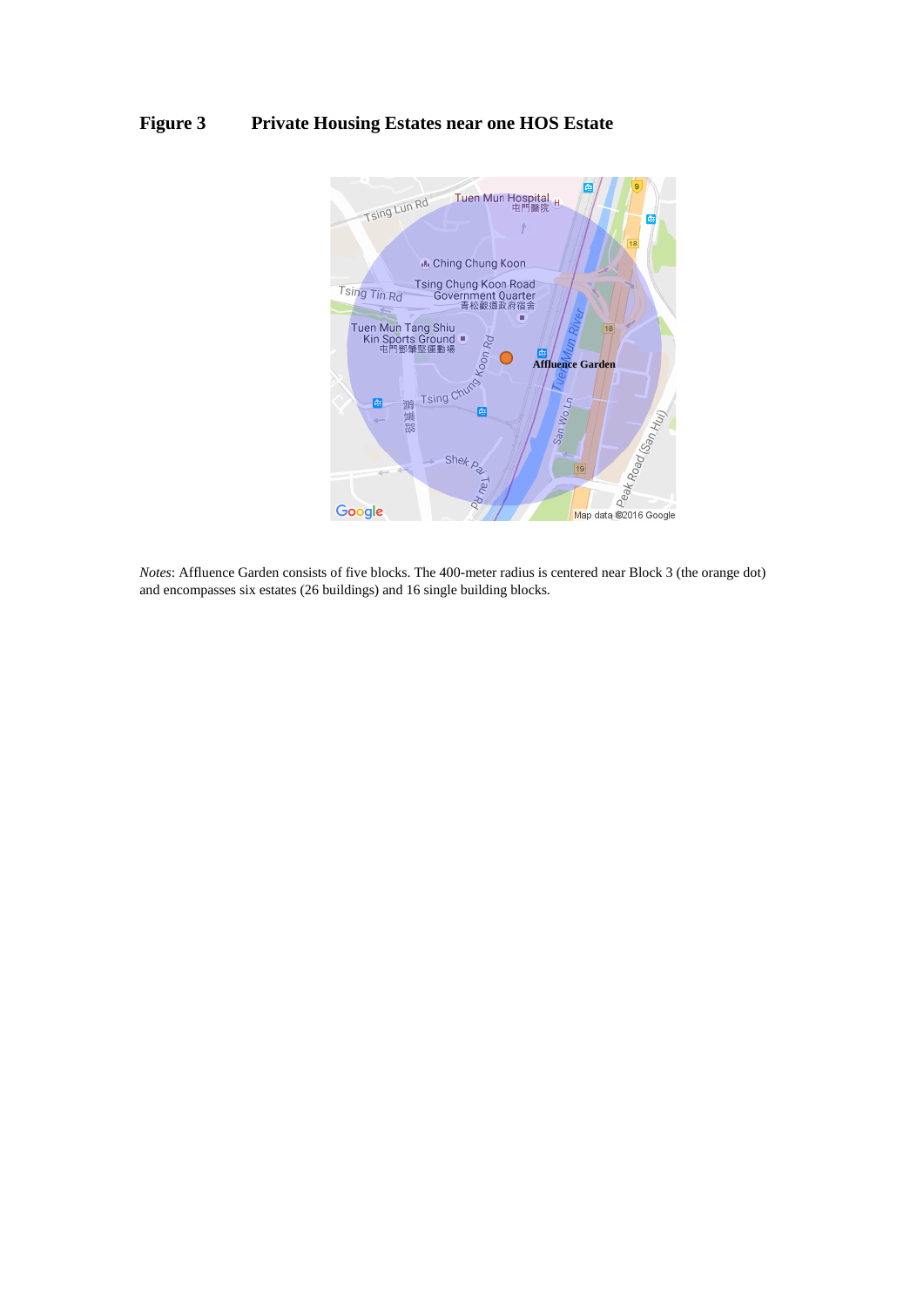**Figure 3 Private Housing Estates near one HOS Estate**

*Notes*: Affluence Garden consists of five blocks. The 400-meter radius is centered near Block 3 (the orange dot) and encompasses six estates (26 buildings) and 16 single building blocks.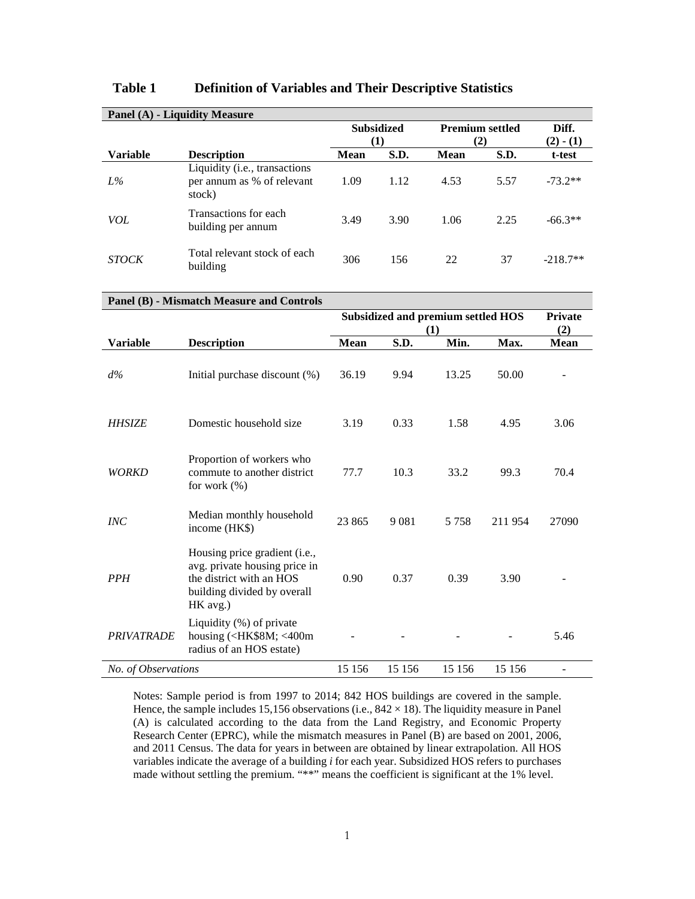## Table 1 Definition of Variables and Their Descriptive Statistics

**Panel (A) - Liquidity Measure**

| Variable | Description | Subsidized (1) | | Premium settled (2) | | Diff. (2) - (1) |
|---|---|---|---|---|---|---|
| | | Mean | S.D. | Mean | S.D. | t-test |
| *L%* | Liquidity (i.e., transactions per annum as % of relevant stock) | 1.09 | 1.12 | 4.53 | 5.57 | -73.2** |
| *VOL* | Transactions for each building per annum | 3.49 | 3.90 | 1.06 | 2.25 | -66.3** |
| *STOCK* | Total relevant stock of each building | 306 | 156 | 22 | 37 | -218.7** |

**Panel (B) - Mismatch Measure and Controls**

| Variable | Description | Subsidized and premium settled HOS (1) | | | | Private (2) |
|---|---|---|---|---|---|---|
| | | Mean | S.D. | Min. | Max. | Mean |
| *d%* | Initial purchase discount (%) | 36.19 | 9.94 | 13.25 | 50.00 | - |
| *HHSIZE* | Domestic household size | 3.19 | 0.33 | 1.58 | 4.95 | 3.06 |
| *WORKD* | Proportion of workers who commute to another district for work (%) | 77.7 | 10.3 | 33.2 | 99.3 | 70.4 |
| *INC* | Median monthly household income (HK$) | 23 865 | 9 081 | 5 758 | 211 954 | 27090 |
| *PPH* | Housing price gradient (i.e., avg. private housing price in the district with an HOS building divided by overall HK avg.) | 0.90 | 0.37 | 0.39 | 3.90 | - |
| *PRIVATRADE* | Liquidity (%) of private housing (<HK$8M; <400m radius of an HOS estate) | - | - | - | - | 5.46 |
| *No. of Observations* | | 15 156 | 15 156 | 15 156 | 15 156 | - |

Notes: Sample period is from 1997 to 2014; 842 HOS buildings are covered in the sample. Hence, the sample includes 15,156 observations (i.e., $842 \times 18$). The liquidity measure in Panel (A) is calculated according to the data from the Land Registry, and Economic Property Research Center (EPRC), while the mismatch measures in Panel (B) are based on 2001, 2006, and 2011 Census. The data for years in between are obtained by linear extrapolation. All HOS variables indicate the average of a building *i* for each year. Subsidized HOS refers to purchases made without settling the premium. "**" means the coefficient is significant at the 1% level.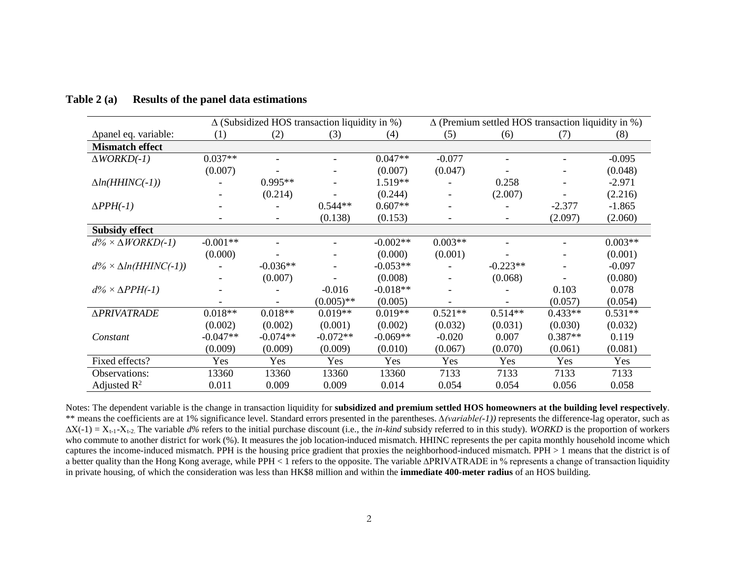**Table 2 (a) Results of the panel data estimations**

| | $\Delta$ (Subsidized HOS transaction liquidity in %) | | | | $\Delta$ (Premium settled HOS transaction liquidity in %) | | | |
|---|---|---|---|---|---|---|---|---|
| $\Delta$panel eq. variable: | (1) | (2) | (3) | (4) | (5) | (6) | (7) | (8) |
| **Mismatch effect** | | | | | | | | |
| $\Delta WORKD(-1)$ | 0.037** | - | - | 0.047** | -0.077 | - | - | -0.095 |
| | (0.007) | - | - | (0.007) | (0.047) | - | - | (0.048) |
| $\Delta ln(HHINC(-1))$ | - | 0.995** | - | 1.519** | - | 0.258 | - | -2.971 |
| | - | (0.214) | - | (0.244) | - | (2.007) | - | (2.216) |
| $\Delta PPH(-1)$ | - | - | 0.544** | 0.607** | - | - | -2.377 | -1.865 |
| | - | - | (0.138) | (0.153) | - | - | (2.097) | (2.060) |
| **Subsidy effect** | | | | | | | | |
| $d\% \times \Delta WORKD(-1)$ | -0.001** | - | - | -0.002** | 0.003** | - | - | 0.003** |
| | (0.000) | - | - | (0.000) | (0.001) | - | - | (0.001) |
| $d\% \times \Delta ln(HHINC(-1))$ | - | -0.036** | - | -0.053** | - | -0.223** | - | -0.097 |
| | - | (0.007) | - | (0.008) | - | (0.068) | - | (0.080) |
| $d\% \times \Delta PPH(-1)$ | - | - | -0.016 | -0.018** | - | - | 0.103 | 0.078 |
| | - | - | (0.005)** | (0.005) | - | - | (0.057) | (0.054) |
| $\Delta PRIVATRADE$ | 0.018** | 0.018** | 0.019** | 0.019** | 0.521** | 0.514** | 0.433** | 0.531** |
| | (0.002) | (0.002) | (0.001) | (0.002) | (0.032) | (0.031) | (0.030) | (0.032) |
| *Constant* | -0.047** | -0.074** | -0.072** | -0.069** | -0.020 | 0.007 | 0.387** | 0.119 |
| | (0.009) | (0.009) | (0.009) | (0.010) | (0.067) | (0.070) | (0.061) | (0.081) |
| Fixed effects? | Yes | Yes | Yes | Yes | Yes | Yes | Yes | Yes |
| Observations: | 13360 | 13360 | 13360 | 13360 | 7133 | 7133 | 7133 | 7133 |
| Adjusted $R^2$ | 0.011 | 0.009 | 0.009 | 0.014 | 0.054 | 0.054 | 0.056 | 0.058 |

Notes: The dependent variable is the change in transaction liquidity for **subsidized and premium settled HOS homeowners at the building level respectively**. ** means the coefficients are at 1% significance level. Standard errors presented in the parentheses. $\Delta$*(variable(-1))* represents the difference-lag operator, such as $\Delta X(-1) = X_{t-1}-X_{t-2}$. The variable *d%* refers to the initial purchase discount (i.e., the *in-kind* subsidy referred to in this study). *WORKD* is the proportion of workers who commute to another district for work (%). It measures the job location-induced mismatch. HHINC represents the per capita monthly household income which captures the income-induced mismatch. PPH is the housing price gradient that proxies the neighborhood-induced mismatch. PPH > 1 means that the district is of a better quality than the Hong Kong average, while PPH < 1 refers to the opposite. The variable $\Delta$PRIVATRADE in % represents a change of transaction liquidity in private housing, of which the consideration was less than HK$8 million and within the **immediate 400-meter radius** of an HOS building.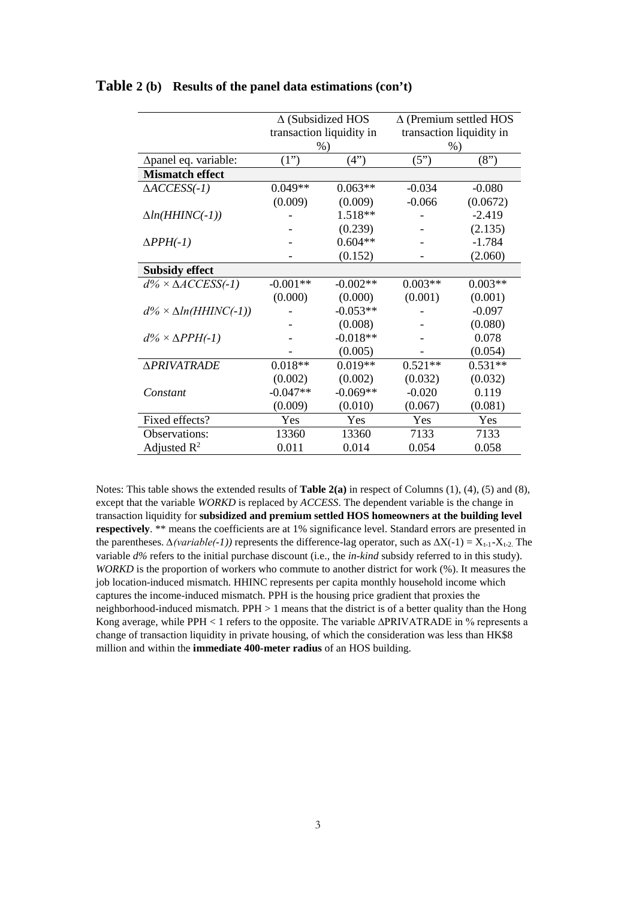## Table 2 (b) Results of the panel data estimations (con't)

| | Δ (Subsidized HOS transaction liquidity in %) | | Δ (Premium settled HOS transaction liquidity in %) | |
|---|---|---|---|---|
| Δpanel eq. variable: | (1") | (4") | (5") | (8") |
| **Mismatch effect** | | | | |
| *ΔACCESS(-1)* | 0.049** | 0.063** | -0.034 | -0.080 |
| | (0.009) | (0.009) | -0.066 | (0.0672) |
| *Δln(HHINC(-1))* | - | 1.518** | - | -2.419 |
| | - | (0.239) | - | (2.135) |
| *ΔPPH(-1)* | - | 0.604** | - | -1.784 |
| | - | (0.152) | - | (2.060) |
| **Subsidy effect** | | | | |
| *d% × ΔACCESS(-1)* | -0.001** | -0.002** | 0.003** | 0.003** |
| | (0.000) | (0.000) | (0.001) | (0.001) |
| *d% × Δln(HHINC(-1))* | - | -0.053** | - | -0.097 |
| | - | (0.008) | - | (0.080) |
| *d% × ΔPPH(-1)* | - | -0.018** | - | 0.078 |
| | - | (0.005) | - | (0.054) |
| *ΔPRIVATRADE* | 0.018** | 0.019** | 0.521** | 0.531** |
| | (0.002) | (0.002) | (0.032) | (0.032) |
| *Constant* | -0.047** | -0.069** | -0.020 | 0.119 |
| | (0.009) | (0.010) | (0.067) | (0.081) |
| Fixed effects? | Yes | Yes | Yes | Yes |
| Observations: | 13360 | 13360 | 7133 | 7133 |
| Adjusted $R^2$ | 0.011 | 0.014 | 0.054 | 0.058 |

Notes: This table shows the extended results of **Table 2(a)** in respect of Columns (1), (4), (5) and (8), except that the variable *WORKD* is replaced by *ACCESS*. The dependent variable is the change in transaction liquidity for **subsidized and premium settled HOS homeowners at the building level respectively**. ** means the coefficients are at 1% significance level. Standard errors are presented in the parentheses. Δ*(variable(-1))* represents the difference-lag operator, such as $\Delta X(-1) = X_{t-1} - X_{t-2}$. The variable *d%* refers to the initial purchase discount (i.e., the *in-kind* subsidy referred to in this study). *WORKD* is the proportion of workers who commute to another district for work (%). It measures the job location-induced mismatch. HHINC represents per capita monthly household income which captures the income-induced mismatch. PPH is the housing price gradient that proxies the neighborhood-induced mismatch. PPH > 1 means that the district is of a better quality than the Hong Kong average, while PPH < 1 refers to the opposite. The variable ΔPRIVATRADE in % represents a change of transaction liquidity in private housing, of which the consideration was less than HK$8 million and within the **immediate 400-meter radius** of an HOS building.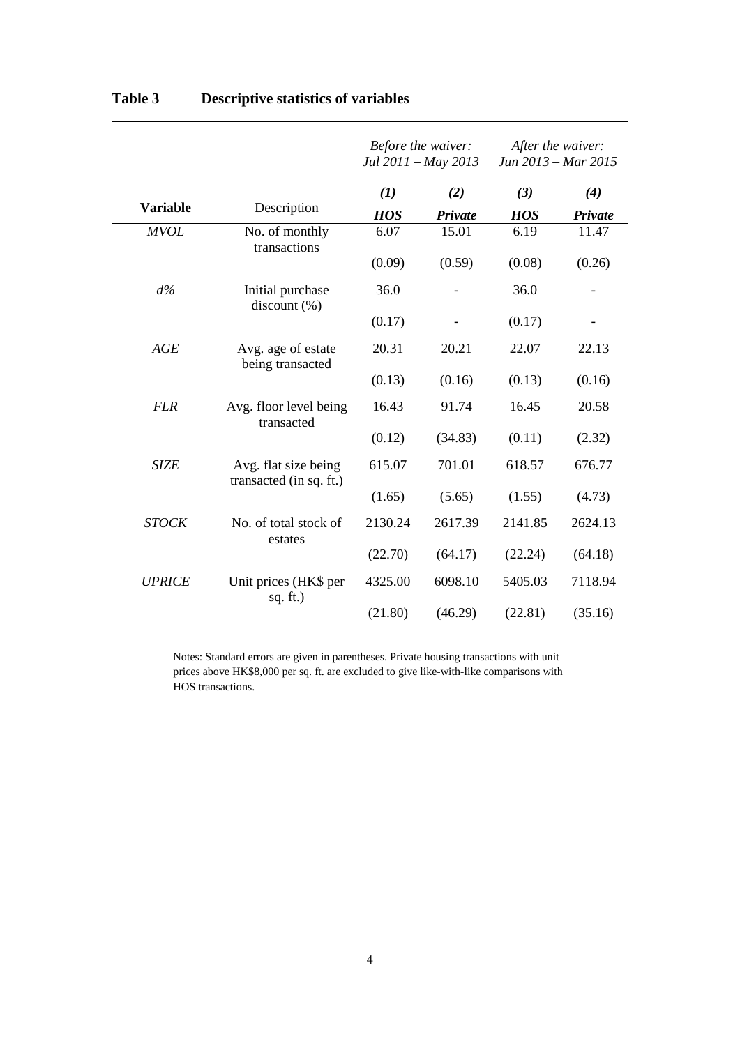## Table 3 Descriptive statistics of variables

| Variable | Description | *Before the waiver: Jul 2011 – May 2013* | | *After the waiver: Jun 2013 – Mar 2015* | |
|---|---|---|---|---|---|
| | | ***(1)*** | ***(2)*** | ***(3)*** | ***(4)*** |
| | | ***HOS*** | ***Private*** | ***HOS*** | ***Private*** |
| *MVOL* | No. of monthly transactions | 6.07 | 15.01 | 6.19 | 11.47 |
| | | (0.09) | (0.59) | (0.08) | (0.26) |
| *d%* | Initial purchase discount (%) | 36.0 | - | 36.0 | - |
| | | (0.17) | - | (0.17) | - |
| *AGE* | Avg. age of estate being transacted | 20.31 | 20.21 | 22.07 | 22.13 |
| | | (0.13) | (0.16) | (0.13) | (0.16) |
| *FLR* | Avg. floor level being transacted | 16.43 | 91.74 | 16.45 | 20.58 |
| | | (0.12) | (34.83) | (0.11) | (2.32) |
| *SIZE* | Avg. flat size being transacted (in sq. ft.) | 615.07 | 701.01 | 618.57 | 676.77 |
| | | (1.65) | (5.65) | (1.55) | (4.73) |
| *STOCK* | No. of total stock of estates | 2130.24 | 2617.39 | 2141.85 | 2624.13 |
| | | (22.70) | (64.17) | (22.24) | (64.18) |
| *UPRICE* | Unit prices (HK$ per sq. ft.) | 4325.00 | 6098.10 | 5405.03 | 7118.94 |
| | | (21.80) | (46.29) | (22.81) | (35.16) |

Notes: Standard errors are given in parentheses. Private housing transactions with unit prices above HK$8,000 per sq. ft. are excluded to give like-with-like comparisons with HOS transactions.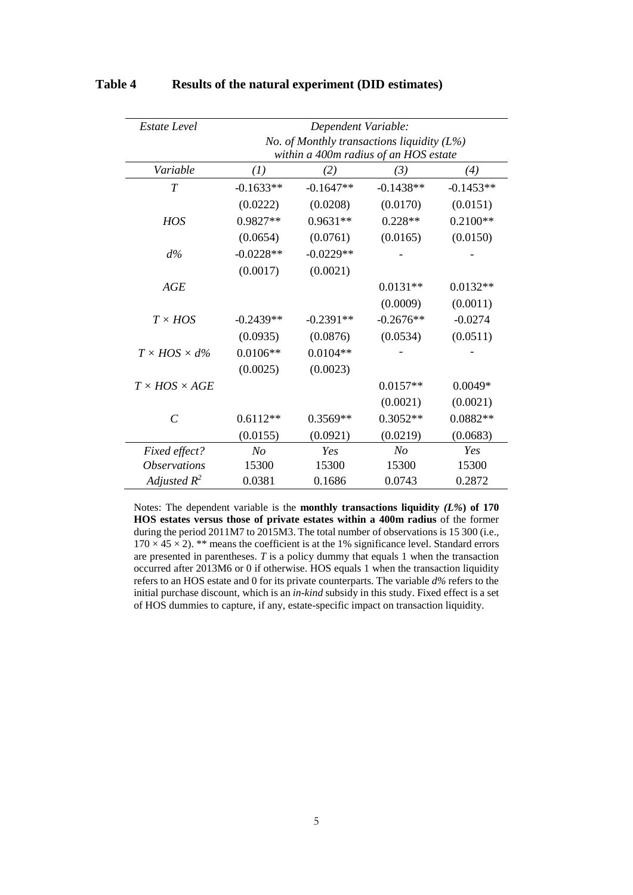**Table 4 Results of the natural experiment (DID estimates)**

| *Estate Level* | *Dependent Variable: No. of Monthly transactions liquidity (L%) within a 400m radius of an HOS estate* | | | |
|---|---|---|---|---|
| *Variable* | *(1)* | *(2)* | *(3)* | *(4)* |
| $T$ | -0.1633** | -0.1647** | -0.1438** | -0.1453** |
| | (0.0222) | (0.0208) | (0.0170) | (0.0151) |
| *HOS* | 0.9827** | 0.9631** | 0.228** | 0.2100** |
| | (0.0654) | (0.0761) | (0.0165) | (0.0150) |
| $d\%$ | -0.0228** | -0.0229** | - | - |
| | (0.0017) | (0.0021) | | |
| *AGE* | | | 0.0131** | 0.0132** |
| | | | (0.0009) | (0.0011) |
| $T \times HOS$ | -0.2439** | -0.2391** | -0.2676** | -0.0274 |
| | (0.0935) | (0.0876) | (0.0534) | (0.0511) |
| $T \times HOS \times d\%$ | 0.0106** | 0.0104** | - | - |
| | (0.0025) | (0.0023) | | |
| $T \times HOS \times AGE$ | | | 0.0157** | 0.0049* |
| | | | (0.0021) | (0.0021) |
| $C$ | 0.6112** | 0.3569** | 0.3052** | 0.0882** |
| | (0.0155) | (0.0921) | (0.0219) | (0.0683) |
| *Fixed effect?* | *No* | *Yes* | *No* | *Yes* |
| *Observations* | 15300 | 15300 | 15300 | 15300 |
| *Adjusted $R^2$* | 0.0381 | 0.1686 | 0.0743 | 0.2872 |

Notes: The dependent variable is the **monthly transactions liquidity *(L%)* of 170 HOS estates versus those of private estates within a 400m radius** of the former during the period 2011M7 to 2015M3. The total number of observations is 15 300 (i.e., $170 \times 45 \times 2$). ** means the coefficient is at the 1% significance level. Standard errors are presented in parentheses. $T$ is a policy dummy that equals 1 when the transaction occurred after 2013M6 or 0 if otherwise. HOS equals 1 when the transaction liquidity refers to an HOS estate and 0 for its private counterparts. The variable $d\%$ refers to the initial purchase discount, which is an *in-kind* subsidy in this study. Fixed effect is a set of HOS dummies to capture, if any, estate-specific impact on transaction liquidity.